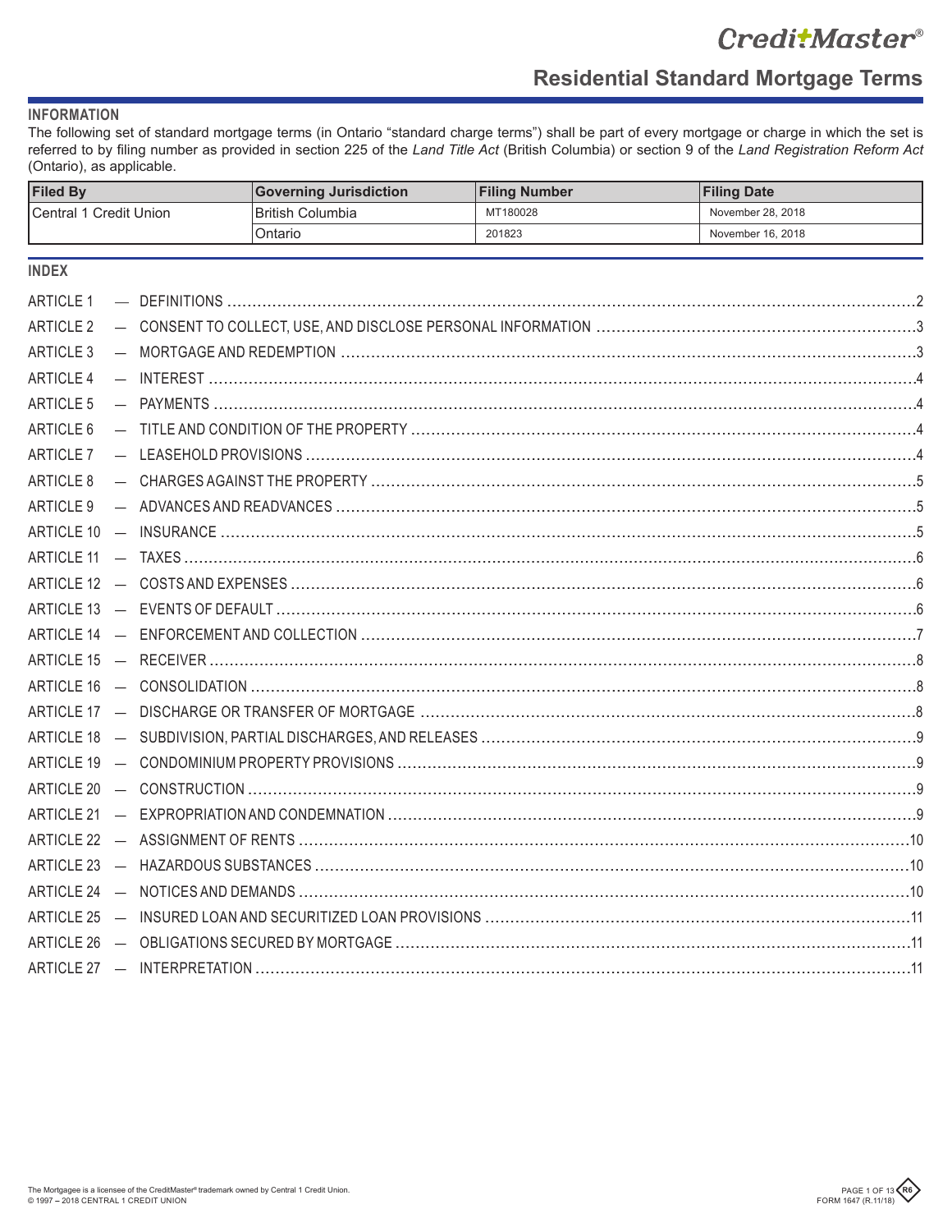# CreditMaster®

## Residential Standard Mortgage Terms

### INFORMATION

The following set of standard mortgage terms (in Ontario "standard charge terms") shall be part of every mortgage or charge in which the set is referred to by filing number as provided in section 225 of the *Land Title Act* (British Columbia) or section 9 of the *Land Registration Reform Act* (Ontario), as applicable.

| Filed By | Governing Jurisdiction | Filing Number | Filing Date |
|---|---|---|---|
| Central 1 Credit Union | British Columbia | MT180028 | November 28, 2018 |
| | Ontario | 201823 | November 16, 2018 |

### INDEX

| Article | Title | Page |
|---|---|---|
| ARTICLE 1 | DEFINITIONS | 2 |
| ARTICLE 2 | CONSENT TO COLLECT, USE, AND DISCLOSE PERSONAL INFORMATION | 3 |
| ARTICLE 3 | MORTGAGE AND REDEMPTION | 3 |
| ARTICLE 4 | INTEREST | 4 |
| ARTICLE 5 | PAYMENTS | 4 |
| ARTICLE 6 | TITLE AND CONDITION OF THE PROPERTY | 4 |
| ARTICLE 7 | LEASEHOLD PROVISIONS | 4 |
| ARTICLE 8 | CHARGES AGAINST THE PROPERTY | 5 |
| ARTICLE 9 | ADVANCES AND READVANCES | 5 |
| ARTICLE 10 | INSURANCE | 5 |
| ARTICLE 11 | TAXES | 6 |
| ARTICLE 12 | COSTS AND EXPENSES | 6 |
| ARTICLE 13 | EVENTS OF DEFAULT | 6 |
| ARTICLE 14 | ENFORCEMENT AND COLLECTION | 7 |
| ARTICLE 15 | RECEIVER | 8 |
| ARTICLE 16 | CONSOLIDATION | 8 |
| ARTICLE 17 | DISCHARGE OR TRANSFER OF MORTGAGE | 8 |
| ARTICLE 18 | SUBDIVISION, PARTIAL DISCHARGES, AND RELEASES | 9 |
| ARTICLE 19 | CONDOMINIUM PROPERTY PROVISIONS | 9 |
| ARTICLE 20 | CONSTRUCTION | 9 |
| ARTICLE 21 | EXPROPRIATION AND CONDEMNATION | 9 |
| ARTICLE 22 | ASSIGNMENT OF RENTS | 10 |
| ARTICLE 23 | HAZARDOUS SUBSTANCES | 10 |
| ARTICLE 24 | NOTICES AND DEMANDS | 10 |
| ARTICLE 25 | INSURED LOAN AND SECURITIZED LOAN PROVISIONS | 11 |
| ARTICLE 26 | OBLIGATIONS SECURED BY MORTGAGE | 11 |
| ARTICLE 27 | INTERPRETATION | 11 |

The Mortgagee is a licensee of the CreditMaster® trademark owned by Central 1 Credit Union.
© 1997 – 2018 CENTRAL 1 CREDIT UNION

FORM 1647 (R.11/18)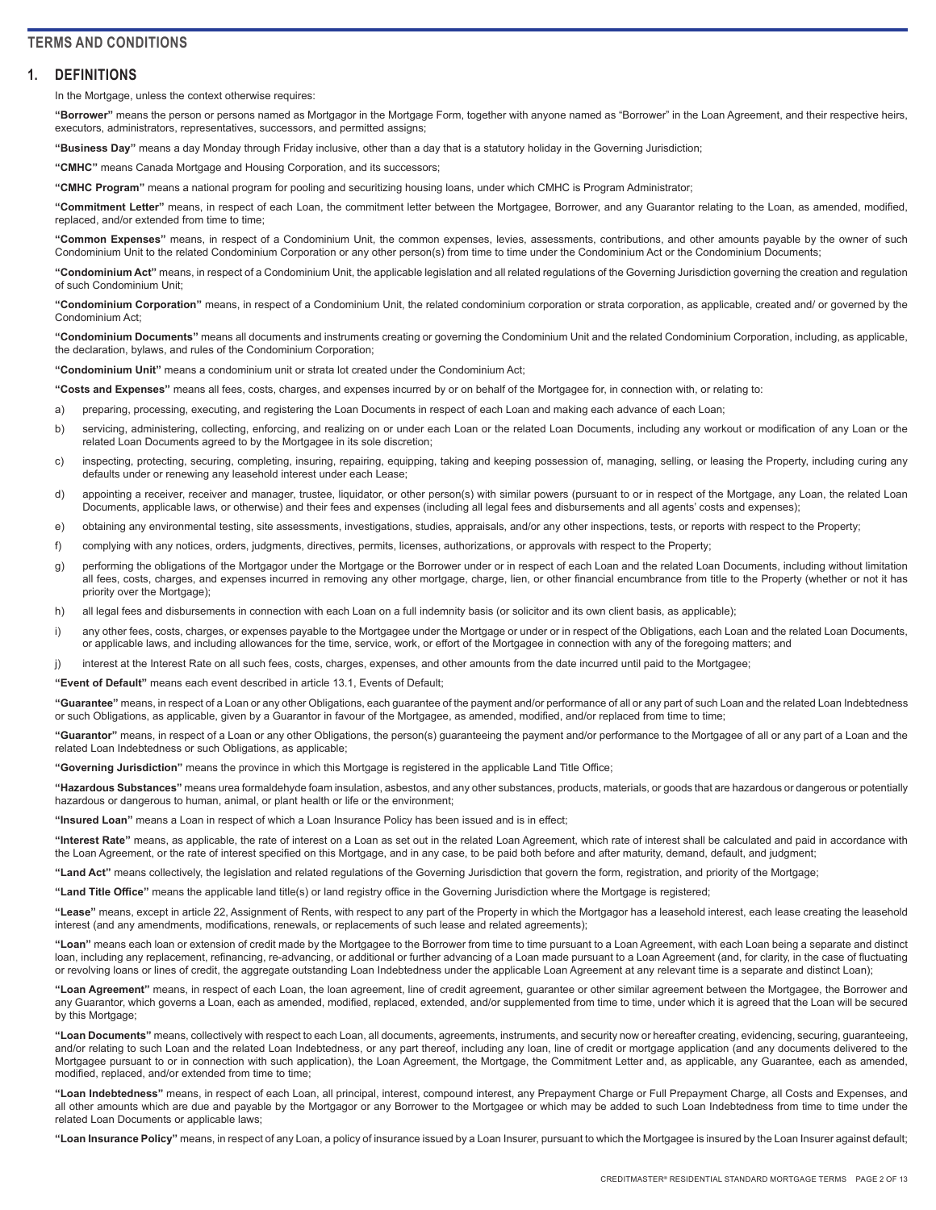## TERMS AND CONDITIONS

### 1. DEFINITIONS

In the Mortgage, unless the context otherwise requires:

**"Borrower"** means the person or persons named as Mortgagor in the Mortgage Form, together with anyone named as "Borrower" in the Loan Agreement, and their respective heirs, executors, administrators, representatives, successors, and permitted assigns;

**"Business Day"** means a day Monday through Friday inclusive, other than a day that is a statutory holiday in the Governing Jurisdiction;

**"CMHC"** means Canada Mortgage and Housing Corporation, and its successors;

**"CMHC Program"** means a national program for pooling and securitizing housing loans, under which CMHC is Program Administrator;

**"Commitment Letter"** means, in respect of each Loan, the commitment letter between the Mortgagee, Borrower, and any Guarantor relating to the Loan, as amended, modified, replaced, and/or extended from time to time;

**"Common Expenses"** means, in respect of a Condominium Unit, the common expenses, levies, assessments, contributions, and other amounts payable by the owner of such Condominium Unit to the related Condominium Corporation or any other person(s) from time to time under the Condominium Act or the Condominium Documents;

**"Condominium Act"** means, in respect of a Condominium Unit, the applicable legislation and all related regulations of the Governing Jurisdiction governing the creation and regulation of such Condominium Unit;

**"Condominium Corporation"** means, in respect of a Condominium Unit, the related condominium corporation or strata corporation, as applicable, created and/ or governed by the Condominium Act;

**"Condominium Documents"** means all documents and instruments creating or governing the Condominium Unit and the related Condominium Corporation, including, as applicable, the declaration, bylaws, and rules of the Condominium Corporation;

**"Condominium Unit"** means a condominium unit or strata lot created under the Condominium Act;

**"Costs and Expenses"** means all fees, costs, charges, and expenses incurred by or on behalf of the Mortgagee for, in connection with, or relating to:

a) preparing, processing, executing, and registering the Loan Documents in respect of each Loan and making each advance of each Loan;

b) servicing, administering, collecting, enforcing, and realizing on or under each Loan or the related Loan Documents, including any workout or modification of any Loan or the related Loan Documents agreed to by the Mortgagee in its sole discretion;

c) inspecting, protecting, securing, completing, insuring, repairing, equipping, taking and keeping possession of, managing, selling, or leasing the Property, including curing any defaults under or renewing any leasehold interest under each Lease;

d) appointing a receiver, receiver and manager, trustee, liquidator, or other person(s) with similar powers (pursuant to or in respect of the Mortgage, any Loan, the related Loan Documents, applicable laws, or otherwise) and their fees and expenses (including all legal fees and disbursements and all agents' costs and expenses);

e) obtaining any environmental testing, site assessments, investigations, studies, appraisals, and/or any other inspections, tests, or reports with respect to the Property;

f) complying with any notices, orders, judgments, directives, permits, licenses, authorizations, or approvals with respect to the Property;

g) performing the obligations of the Mortgagor under the Mortgage or the Borrower under or in respect of each Loan and the related Loan Documents, including without limitation all fees, costs, charges, and expenses incurred in removing any other mortgage, charge, lien, or other financial encumbrance from title to the Property (whether or not it has priority over the Mortgage);

h) all legal fees and disbursements in connection with each Loan on a full indemnity basis (or solicitor and its own client basis, as applicable);

i) any other fees, costs, charges, or expenses payable to the Mortgagee under the Mortgage or under or in respect of the Obligations, each Loan and the related Loan Documents, or applicable laws, and including allowances for the time, service, work, or effort of the Mortgagee in connection with any of the foregoing matters; and

j) interest at the Interest Rate on all such fees, costs, charges, expenses, and other amounts from the date incurred until paid to the Mortgagee;

**"Event of Default"** means each event described in article 13.1, Events of Default;

**"Guarantee"** means, in respect of a Loan or any other Obligations, each guarantee of the payment and/or performance of all or any part of such Loan and the related Loan Indebtedness or such Obligations, as applicable, given by a Guarantor in favour of the Mortgagee, as amended, modified, and/or replaced from time to time;

**"Guarantor"** means, in respect of a Loan or any other Obligations, the person(s) guaranteeing the payment and/or performance to the Mortgagee of all or any part of a Loan and the related Loan Indebtedness or such Obligations, as applicable;

**"Governing Jurisdiction"** means the province in which this Mortgage is registered in the applicable Land Title Office;

**"Hazardous Substances"** means urea formaldehyde foam insulation, asbestos, and any other substances, products, materials, or goods that are hazardous or dangerous or potentially hazardous or dangerous to human, animal, or plant health or life or the environment;

**"Insured Loan"** means a Loan in respect of which a Loan Insurance Policy has been issued and is in effect;

**"Interest Rate"** means, as applicable, the rate of interest on a Loan as set out in the related Loan Agreement, which rate of interest shall be calculated and paid in accordance with the Loan Agreement, or the rate of interest specified on this Mortgage, and in any case, to be paid both before and after maturity, demand, default, and judgment;

**"Land Act"** means collectively, the legislation and related regulations of the Governing Jurisdiction that govern the form, registration, and priority of the Mortgage;

**"Land Title Office"** means the applicable land title(s) or land registry office in the Governing Jurisdiction where the Mortgage is registered;

**"Lease"** means, except in article 22, Assignment of Rents, with respect to any part of the Property in which the Mortgagor has a leasehold interest, each lease creating the leasehold interest (and any amendments, modifications, renewals, or replacements of such lease and related agreements);

**"Loan"** means each loan or extension of credit made by the Mortgagee to the Borrower from time to time pursuant to a Loan Agreement, with each Loan being a separate and distinct loan, including any replacement, refinancing, re-advancing, or additional or further advancing of a Loan made pursuant to a Loan Agreement (and, for clarity, in the case of fluctuating or revolving loans or lines of credit, the aggregate outstanding Loan Indebtedness under the applicable Loan Agreement at any relevant time is a separate and distinct Loan);

**"Loan Agreement"** means, in respect of each Loan, the loan agreement, line of credit agreement, guarantee or other similar agreement between the Mortgagee, the Borrower and any Guarantor, which governs a Loan, each as amended, modified, replaced, extended, and/or supplemented from time to time, under which it is agreed that the Loan will be secured by this Mortgage;

**"Loan Documents"** means, collectively with respect to each Loan, all documents, agreements, instruments, and security now or hereafter creating, evidencing, securing, guaranteeing, and/or relating to such Loan and the related Loan Indebtedness, or any part thereof, including any loan, line of credit or mortgage application (and any documents delivered to the Mortgagee pursuant to or in connection with such application), the Loan Agreement, the Mortgage, the Commitment Letter and, as applicable, any Guarantee, each as amended, modified, replaced, and/or extended from time to time;

**"Loan Indebtedness"** means, in respect of each Loan, all principal, interest, compound interest, any Prepayment Charge or Full Prepayment Charge, all Costs and Expenses, and all other amounts which are due and payable by the Mortgagor or any Borrower to the Mortgagee or which may be added to such Loan Indebtedness from time to time under the related Loan Documents or applicable laws;

**"Loan Insurance Policy"** means, in respect of any Loan, a policy of insurance issued by a Loan Insurer, pursuant to which the Mortgagee is insured by the Loan Insurer against default;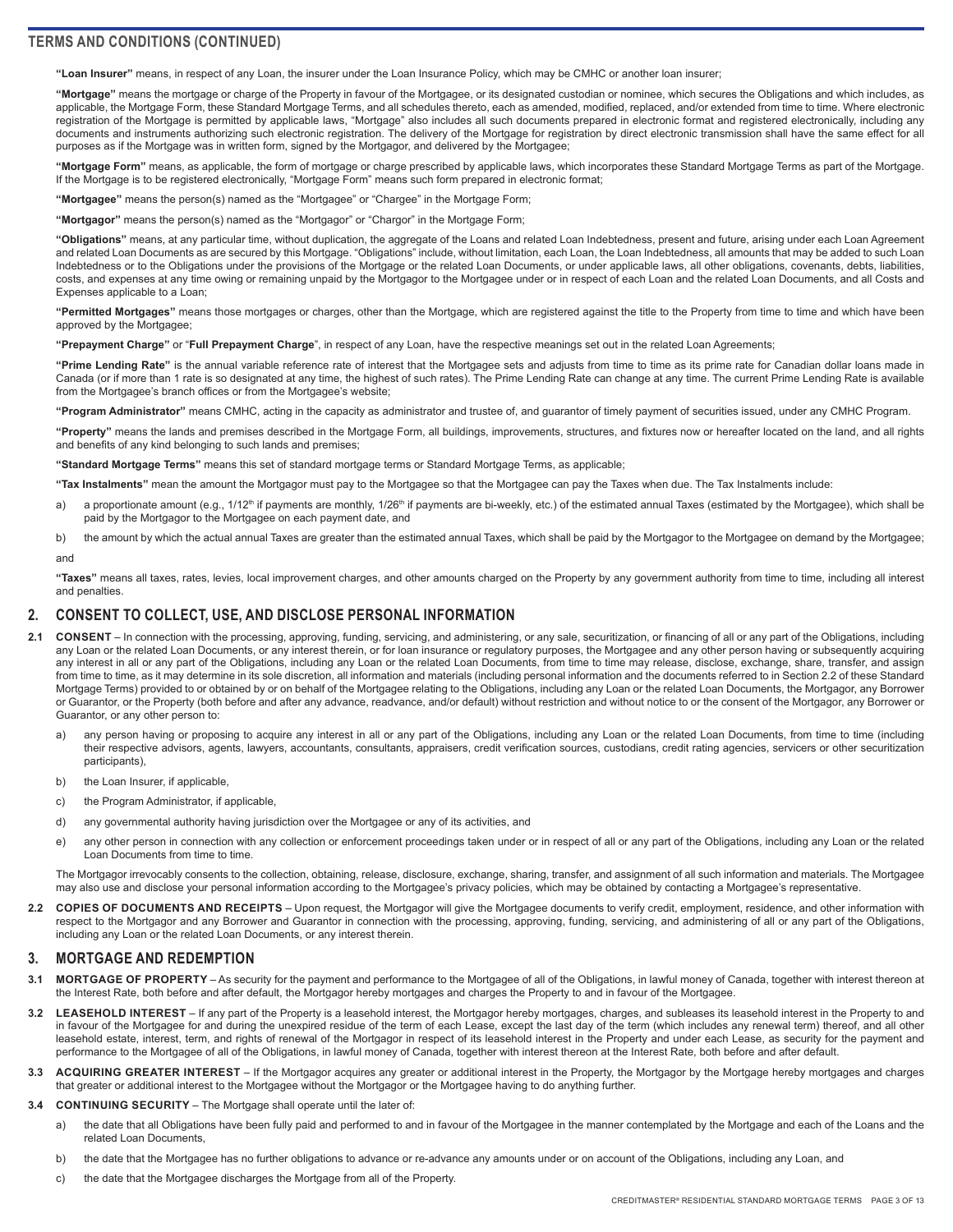## TERMS AND CONDITIONS (CONTINUED)

**"Loan Insurer"** means, in respect of any Loan, the insurer under the Loan Insurance Policy, which may be CMHC or another loan insurer;

**"Mortgage"** means the mortgage or charge of the Property in favour of the Mortgagee, or its designated custodian or nominee, which secures the Obligations and which includes, as applicable, the Mortgage Form, these Standard Mortgage Terms, and all schedules thereto, each as amended, modified, replaced, and/or extended from time to time. Where electronic registration of the Mortgage is permitted by applicable laws, "Mortgage" also includes all such documents prepared in electronic format and registered electronically, including any documents and instruments authorizing such electronic registration. The delivery of the Mortgage for registration by direct electronic transmission shall have the same effect for all purposes as if the Mortgage was in written form, signed by the Mortgagor, and delivered by the Mortgagee;

**"Mortgage Form"** means, as applicable, the form of mortgage or charge prescribed by applicable laws, which incorporates these Standard Mortgage Terms as part of the Mortgage. If the Mortgage is to be registered electronically, "Mortgage Form" means such form prepared in electronic format;

**"Mortgagee"** means the person(s) named as the "Mortgagee" or "Chargee" in the Mortgage Form;

**"Mortgagor"** means the person(s) named as the "Mortgagor" or "Chargor" in the Mortgage Form;

**"Obligations"** means, at any particular time, without duplication, the aggregate of the Loans and related Loan Indebtedness, present and future, arising under each Loan Agreement and related Loan Documents as are secured by this Mortgage. "Obligations" include, without limitation, each Loan, the Loan Indebtedness, all amounts that may be added to such Loan Indebtedness or to the Obligations under the provisions of the Mortgage or the related Loan Documents, or under applicable laws, all other obligations, covenants, debts, liabilities, costs, and expenses at any time owing or remaining unpaid by the Mortgagor to the Mortgagee under or in respect of each Loan and the related Loan Documents, and all Costs and Expenses applicable to a Loan;

**"Permitted Mortgages"** means those mortgages or charges, other than the Mortgage, which are registered against the title to the Property from time to time and which have been approved by the Mortgagee;

**"Prepayment Charge"** or "**Full Prepayment Charge**", in respect of any Loan, have the respective meanings set out in the related Loan Agreements;

**"Prime Lending Rate"** is the annual variable reference rate of interest that the Mortgagee sets and adjusts from time to time as its prime rate for Canadian dollar loans made in Canada (or if more than 1 rate is so designated at any time, the highest of such rates). The Prime Lending Rate can change at any time. The current Prime Lending Rate is available from the Mortgagee's branch offices or from the Mortgagee's website;

**"Program Administrator"** means CMHC, acting in the capacity as administrator and trustee of, and guarantor of timely payment of securities issued, under any CMHC Program.

**"Property"** means the lands and premises described in the Mortgage Form, all buildings, improvements, structures, and fixtures now or hereafter located on the land, and all rights and benefits of any kind belonging to such lands and premises;

**"Standard Mortgage Terms"** means this set of standard mortgage terms or Standard Mortgage Terms, as applicable;

**"Tax Instalments"** mean the amount the Mortgagor must pay to the Mortgagee so that the Mortgagee can pay the Taxes when due. The Tax Instalments include:

a) a proportionate amount (e.g., 1/12th if payments are monthly, 1/26th if payments are bi-weekly, etc.) of the estimated annual Taxes (estimated by the Mortgagee), which shall be paid by the Mortgagor to the Mortgagee on each payment date, and

b) the amount by which the actual annual Taxes are greater than the estimated annual Taxes, which shall be paid by the Mortgagor to the Mortgagee on demand by the Mortgagee;

and

**"Taxes"** means all taxes, rates, levies, local improvement charges, and other amounts charged on the Property by any government authority from time to time, including all interest and penalties.

## 2. CONSENT TO COLLECT, USE, AND DISCLOSE PERSONAL INFORMATION

**2.1 CONSENT** – In connection with the processing, approving, funding, servicing, and administering, or any sale, securitization, or financing of all or any part of the Obligations, including any Loan or the related Loan Documents, or any interest therein, or for loan insurance or regulatory purposes, the Mortgagee and any other person having or subsequently acquiring any interest in all or any part of the Obligations, including any Loan or the related Loan Documents, from time to time may release, disclose, exchange, share, transfer, and assign from time to time, as it may determine in its sole discretion, all information and materials (including personal information and the documents referred to in Section 2.2 of these Standard Mortgage Terms) provided to or obtained by or on behalf of the Mortgagee relating to the Obligations, including any Loan or the related Loan Documents, the Mortgagor, any Borrower or Guarantor, or the Property (both before and after any advance, readvance, and/or default) without restriction and without notice to or the consent of the Mortgagor, any Borrower or Guarantor, or any other person to:

a) any person having or proposing to acquire any interest in all or any part of the Obligations, including any Loan or the related Loan Documents, from time to time (including their respective advisors, agents, lawyers, accountants, consultants, appraisers, credit verification sources, custodians, credit rating agencies, servicers or other securitization participants),

b) the Loan Insurer, if applicable,

c) the Program Administrator, if applicable,

d) any governmental authority having jurisdiction over the Mortgagee or any of its activities, and

e) any other person in connection with any collection or enforcement proceedings taken under or in respect of all or any part of the Obligations, including any Loan or the related Loan Documents from time to time.

The Mortgagor irrevocably consents to the collection, obtaining, release, disclosure, exchange, sharing, transfer, and assignment of all such information and materials. The Mortgagee may also use and disclose your personal information according to the Mortgagee's privacy policies, which may be obtained by contacting a Mortgagee's representative.

**2.2 COPIES OF DOCUMENTS AND RECEIPTS** – Upon request, the Mortgagor will give the Mortgagee documents to verify credit, employment, residence, and other information with respect to the Mortgagor and any Borrower and Guarantor in connection with the processing, approving, funding, servicing, and administering of all or any part of the Obligations, including any Loan or the related Loan Documents, or any interest therein.

## 3. MORTGAGE AND REDEMPTION

**3.1 MORTGAGE OF PROPERTY** – As security for the payment and performance to the Mortgagee of all of the Obligations, in lawful money of Canada, together with interest thereon at the Interest Rate, both before and after default, the Mortgagor hereby mortgages and charges the Property to and in favour of the Mortgagee.

**3.2 LEASEHOLD INTEREST** – If any part of the Property is a leasehold interest, the Mortgagor hereby mortgages, charges, and subleases its leasehold interest in the Property to and in favour of the Mortgagee for and during the unexpired residue of the term of each Lease, except the last day of the term (which includes any renewal term) thereof, and all other leasehold estate, interest, term, and rights of renewal of the Mortgagor in respect of its leasehold interest in the Property and under each Lease, as security for the payment and performance to the Mortgagee of all of the Obligations, in lawful money of Canada, together with interest thereon at the Interest Rate, both before and after default.

**3.3 ACQUIRING GREATER INTEREST** – If the Mortgagor acquires any greater or additional interest in the Property, the Mortgagor by the Mortgage hereby mortgages and charges that greater or additional interest to the Mortgagee without the Mortgagor or the Mortgagee having to do anything further.

**3.4 CONTINUING SECURITY** – The Mortgage shall operate until the later of:

a) the date that all Obligations have been fully paid and performed to and in favour of the Mortgagee in the manner contemplated by the Mortgage and each of the Loans and the related Loan Documents,

b) the date that the Mortgagee has no further obligations to advance or re-advance any amounts under or on account of the Obligations, including any Loan, and

c) the date that the Mortgagee discharges the Mortgage from all of the Property.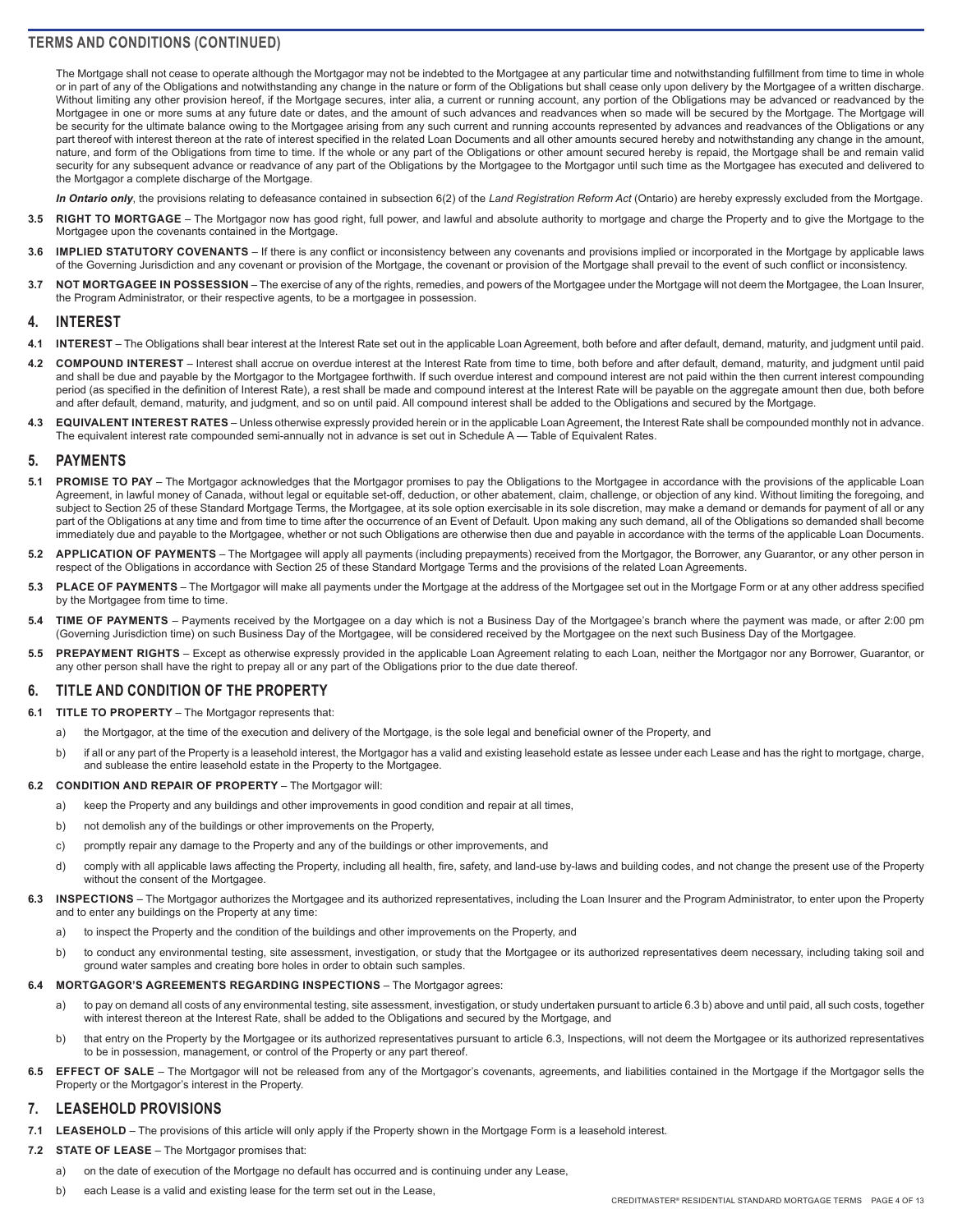## TERMS AND CONDITIONS (CONTINUED)

The Mortgage shall not cease to operate although the Mortgagor may not be indebted to the Mortgagee at any particular time and notwithstanding fulfillment from time to time in whole or in part of any of the Obligations and notwithstanding any change in the nature or form of the Obligations but shall cease only upon delivery by the Mortgagee of a written discharge. Without limiting any other provision hereof, if the Mortgage secures, inter alia, a current or running account, any portion of the Obligations may be advanced or readvanced by the Mortgagee in one or more sums at any future date or dates, and the amount of such advances and readvances when so made will be secured by the Mortgage. The Mortgage will be security for the ultimate balance owing to the Mortgagee arising from any such current and running accounts represented by advances and readvances of the Obligations or any part thereof with interest thereon at the rate of interest specified in the related Loan Documents and all other amounts secured hereby and notwithstanding any change in the amount, nature, and form of the Obligations from time to time. If the whole or any part of the Obligations or other amount secured hereby is repaid, the Mortgage shall be and remain valid security for any subsequent advance or readvance of any part of the Obligations by the Mortgagee to the Mortgagor until such time as the Mortgagee has executed and delivered to the Mortgagor a complete discharge of the Mortgage.

***In Ontario only***, the provisions relating to defeasance contained in subsection 6(2) of the *Land Registration Reform Act* (Ontario) are hereby expressly excluded from the Mortgage.

**3.5 RIGHT TO MORTGAGE** – The Mortgagor now has good right, full power, and lawful and absolute authority to mortgage and charge the Property and to give the Mortgage to the Mortgagee upon the covenants contained in the Mortgage.

**3.6 IMPLIED STATUTORY COVENANTS** – If there is any conflict or inconsistency between any covenants and provisions implied or incorporated in the Mortgage by applicable laws of the Governing Jurisdiction and any covenant or provision of the Mortgage, the covenant or provision of the Mortgage shall prevail to the event of such conflict or inconsistency.

**3.7 NOT MORTGAGEE IN POSSESSION** – The exercise of any of the rights, remedies, and powers of the Mortgagee under the Mortgage will not deem the Mortgagee, the Loan Insurer, the Program Administrator, or their respective agents, to be a mortgagee in possession.

## 4. INTEREST

**4.1 INTEREST** – The Obligations shall bear interest at the Interest Rate set out in the applicable Loan Agreement, both before and after default, demand, maturity, and judgment until paid.

**4.2 COMPOUND INTEREST** – Interest shall accrue on overdue interest at the Interest Rate from time to time, both before and after default, demand, maturity, and judgment until paid and shall be due and payable by the Mortgagor to the Mortgagee forthwith. If such overdue interest and compound interest are not paid within the then current interest compounding period (as specified in the definition of Interest Rate), a rest shall be made and compound interest at the Interest Rate will be payable on the aggregate amount then due, both before and after default, demand, maturity, and judgment, and so on until paid. All compound interest shall be added to the Obligations and secured by the Mortgage.

**4.3 EQUIVALENT INTEREST RATES** – Unless otherwise expressly provided herein or in the applicable Loan Agreement, the Interest Rate shall be compounded monthly not in advance. The equivalent interest rate compounded semi-annually not in advance is set out in Schedule A — Table of Equivalent Rates.

## 5. PAYMENTS

**5.1 PROMISE TO PAY** – The Mortgagor acknowledges that the Mortgagor promises to pay the Obligations to the Mortgagee in accordance with the provisions of the applicable Loan Agreement, in lawful money of Canada, without legal or equitable set-off, deduction, or other abatement, claim, challenge, or objection of any kind. Without limiting the foregoing, and subject to Section 25 of these Standard Mortgage Terms, the Mortgagee, at its sole option exercisable in its sole discretion, may make a demand or demands for payment of all or any part of the Obligations at any time and from time to time after the occurrence of an Event of Default. Upon making any such demand, all of the Obligations so demanded shall become immediately due and payable to the Mortgagee, whether or not such Obligations are otherwise then due and payable in accordance with the terms of the applicable Loan Documents.

**5.2 APPLICATION OF PAYMENTS** – The Mortgagee will apply all payments (including prepayments) received from the Mortgagor, the Borrower, any Guarantor, or any other person in respect of the Obligations in accordance with Section 25 of these Standard Mortgage Terms and the provisions of the related Loan Agreements.

**5.3 PLACE OF PAYMENTS** – The Mortgagor will make all payments under the Mortgage at the address of the Mortgagee set out in the Mortgage Form or at any other address specified by the Mortgagee from time to time.

**5.4 TIME OF PAYMENTS** – Payments received by the Mortgagee on a day which is not a Business Day of the Mortgagee's branch where the payment was made, or after 2:00 pm (Governing Jurisdiction time) on such Business Day of the Mortgagee, will be considered received by the Mortgagee on the next such Business Day of the Mortgagee.

**5.5 PREPAYMENT RIGHTS** – Except as otherwise expressly provided in the applicable Loan Agreement relating to each Loan, neither the Mortgagor nor any Borrower, Guarantor, or any other person shall have the right to prepay all or any part of the Obligations prior to the due date thereof.

## 6. TITLE AND CONDITION OF THE PROPERTY

**6.1 TITLE TO PROPERTY** – The Mortgagor represents that:

a) the Mortgagor, at the time of the execution and delivery of the Mortgage, is the sole legal and beneficial owner of the Property, and

b) if all or any part of the Property is a leasehold interest, the Mortgagor has a valid and existing leasehold estate as lessee under each Lease and has the right to mortgage, charge, and sublease the entire leasehold estate in the Property to the Mortgagee.

**6.2 CONDITION AND REPAIR OF PROPERTY** – The Mortgagor will:

a) keep the Property and any buildings and other improvements in good condition and repair at all times,

b) not demolish any of the buildings or other improvements on the Property,

c) promptly repair any damage to the Property and any of the buildings or other improvements, and

d) comply with all applicable laws affecting the Property, including all health, fire, safety, and land-use by-laws and building codes, and not change the present use of the Property without the consent of the Mortgagee.

**6.3 INSPECTIONS** – The Mortgagor authorizes the Mortgagee and its authorized representatives, including the Loan Insurer and the Program Administrator, to enter upon the Property and to enter any buildings on the Property at any time:

a) to inspect the Property and the condition of the buildings and other improvements on the Property, and

b) to conduct any environmental testing, site assessment, investigation, or study that the Mortgagee or its authorized representatives deem necessary, including taking soil and ground water samples and creating bore holes in order to obtain such samples.

**6.4 MORTGAGOR'S AGREEMENTS REGARDING INSPECTIONS** – The Mortgagor agrees:

a) to pay on demand all costs of any environmental testing, site assessment, investigation, or study undertaken pursuant to article 6.3 b) above and until paid, all such costs, together with interest thereon at the Interest Rate, shall be added to the Obligations and secured by the Mortgage, and

b) that entry on the Property by the Mortgagee or its authorized representatives pursuant to article 6.3, Inspections, will not deem the Mortgagee or its authorized representatives to be in possession, management, or control of the Property or any part thereof.

**6.5 EFFECT OF SALE** – The Mortgagor will not be released from any of the Mortgagor's covenants, agreements, and liabilities contained in the Mortgage if the Mortgagor sells the Property or the Mortgagor's interest in the Property.

## 7. LEASEHOLD PROVISIONS

**7.1 LEASEHOLD** – The provisions of this article will only apply if the Property shown in the Mortgage Form is a leasehold interest.

**7.2 STATE OF LEASE** – The Mortgagor promises that:

a) on the date of execution of the Mortgage no default has occurred and is continuing under any Lease,

b) each Lease is a valid and existing lease for the term set out in the Lease,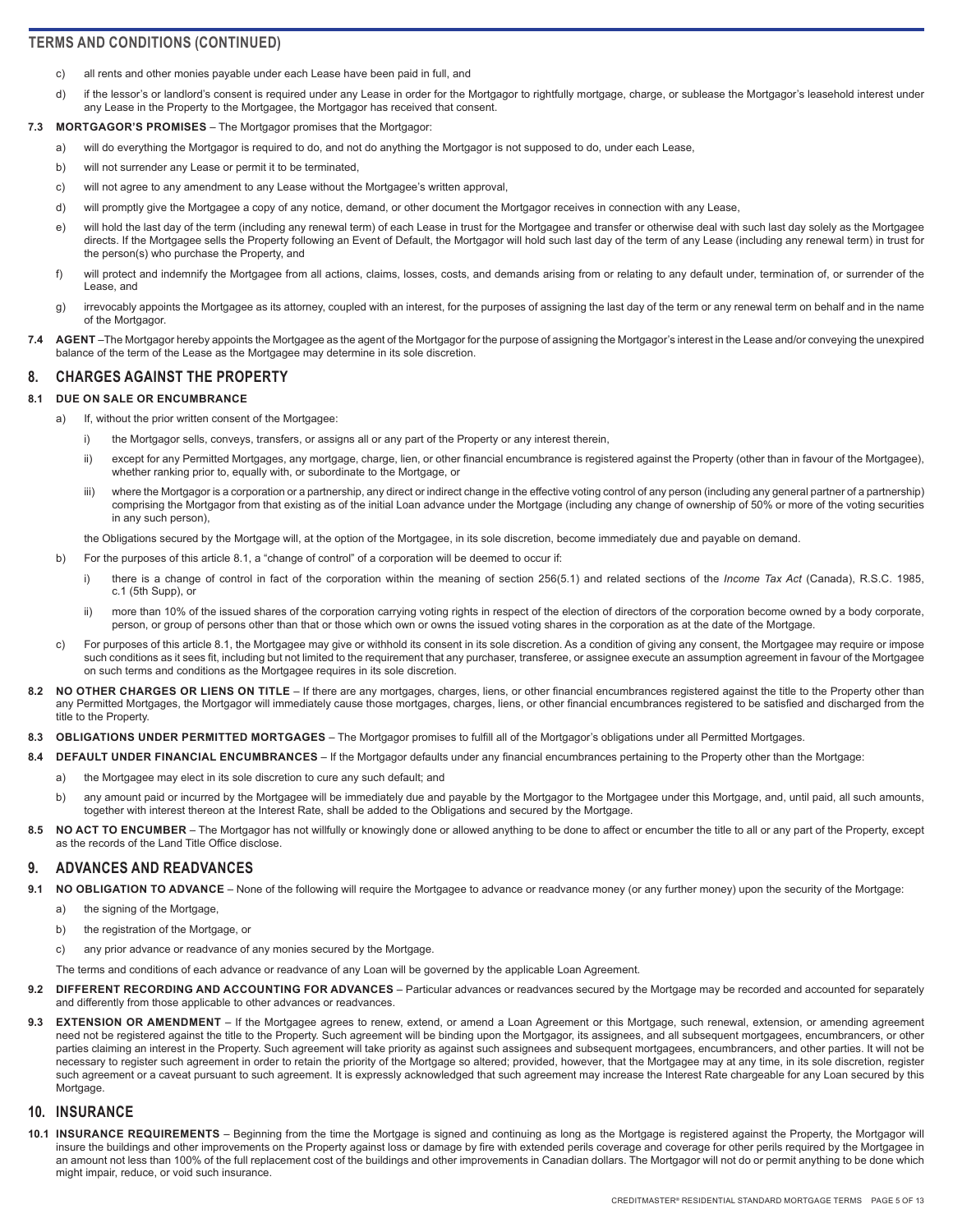## TERMS AND CONDITIONS (CONTINUED)

c) all rents and other monies payable under each Lease have been paid in full, and

d) if the lessor's or landlord's consent is required under any Lease in order for the Mortgagor to rightfully mortgage, charge, or sublease the Mortgagor's leasehold interest under any Lease in the Property to the Mortgagee, the Mortgagor has received that consent.

**7.3 MORTGAGOR'S PROMISES** – The Mortgagor promises that the Mortgagor:

a) will do everything the Mortgagor is required to do, and not do anything the Mortgagor is not supposed to do, under each Lease,

b) will not surrender any Lease or permit it to be terminated,

c) will not agree to any amendment to any Lease without the Mortgagee's written approval,

d) will promptly give the Mortgagee a copy of any notice, demand, or other document the Mortgagor receives in connection with any Lease,

e) will hold the last day of the term (including any renewal term) of each Lease in trust for the Mortgagee and transfer or otherwise deal with such last day solely as the Mortgagee directs. If the Mortgagee sells the Property following an Event of Default, the Mortgagor will hold such last day of the term of any Lease (including any renewal term) in trust for the person(s) who purchase the Property, and

f) will protect and indemnify the Mortgagee from all actions, claims, losses, costs, and demands arising from or relating to any default under, termination of, or surrender of the Lease, and

g) irrevocably appoints the Mortgagee as its attorney, coupled with an interest, for the purposes of assigning the last day of the term or any renewal term on behalf and in the name of the Mortgagor.

**7.4 AGENT** –The Mortgagor hereby appoints the Mortgagee as the agent of the Mortgagor for the purpose of assigning the Mortgagor's interest in the Lease and/or conveying the unexpired balance of the term of the Lease as the Mortgagee may determine in its sole discretion.

## 8. CHARGES AGAINST THE PROPERTY

**8.1 DUE ON SALE OR ENCUMBRANCE**

a) If, without the prior written consent of the Mortgagee:

i) the Mortgagor sells, conveys, transfers, or assigns all or any part of the Property or any interest therein,

ii) except for any Permitted Mortgages, any mortgage, charge, lien, or other financial encumbrance is registered against the Property (other than in favour of the Mortgagee), whether ranking prior to, equally with, or subordinate to the Mortgage, or

iii) where the Mortgagor is a corporation or a partnership, any direct or indirect change in the effective voting control of any person (including any general partner of a partnership) comprising the Mortgagor from that existing as of the initial Loan advance under the Mortgage (including any change of ownership of 50% or more of the voting securities in any such person),

the Obligations secured by the Mortgage will, at the option of the Mortgagee, in its sole discretion, become immediately due and payable on demand.

b) For the purposes of this article 8.1, a "change of control" of a corporation will be deemed to occur if:

i) there is a change of control in fact of the corporation within the meaning of section 256(5.1) and related sections of the *Income Tax Act* (Canada), R.S.C. 1985, c.1 (5th Supp), or

ii) more than 10% of the issued shares of the corporation carrying voting rights in respect of the election of directors of the corporation become owned by a body corporate, person, or group of persons other than that or those which own or owns the issued voting shares in the corporation as at the date of the Mortgage.

c) For purposes of this article 8.1, the Mortgagee may give or withhold its consent in its sole discretion. As a condition of giving any consent, the Mortgagee may require or impose such conditions as it sees fit, including but not limited to the requirement that any purchaser, transferee, or assignee execute an assumption agreement in favour of the Mortgagee on such terms and conditions as the Mortgagee requires in its sole discretion.

**8.2 NO OTHER CHARGES OR LIENS ON TITLE** – If there are any mortgages, charges, liens, or other financial encumbrances registered against the title to the Property other than any Permitted Mortgages, the Mortgagor will immediately cause those mortgages, charges, liens, or other financial encumbrances registered to be satisfied and discharged from the title to the Property.

**8.3 OBLIGATIONS UNDER PERMITTED MORTGAGES** – The Mortgagor promises to fulfill all of the Mortgagor's obligations under all Permitted Mortgages.

**8.4 DEFAULT UNDER FINANCIAL ENCUMBRANCES** – If the Mortgagor defaults under any financial encumbrances pertaining to the Property other than the Mortgage:

a) the Mortgagee may elect in its sole discretion to cure any such default; and

b) any amount paid or incurred by the Mortgagee will be immediately due and payable by the Mortgagor to the Mortgagee under this Mortgage, and, until paid, all such amounts, together with interest thereon at the Interest Rate, shall be added to the Obligations and secured by the Mortgage.

**8.5 NO ACT TO ENCUMBER** – The Mortgagor has not willfully or knowingly done or allowed anything to be done to affect or encumber the title to all or any part of the Property, except as the records of the Land Title Office disclose.

## 9. ADVANCES AND READVANCES

**9.1 NO OBLIGATION TO ADVANCE** – None of the following will require the Mortgagee to advance or readvance money (or any further money) upon the security of the Mortgage:

a) the signing of the Mortgage,

b) the registration of the Mortgage, or

c) any prior advance or readvance of any monies secured by the Mortgage.

The terms and conditions of each advance or readvance of any Loan will be governed by the applicable Loan Agreement.

**9.2 DIFFERENT RECORDING AND ACCOUNTING FOR ADVANCES** – Particular advances or readvances secured by the Mortgage may be recorded and accounted for separately and differently from those applicable to other advances or readvances.

**9.3 EXTENSION OR AMENDMENT** – If the Mortgagee agrees to renew, extend, or amend a Loan Agreement or this Mortgage, such renewal, extension, or amending agreement need not be registered against the title to the Property. Such agreement will be binding upon the Mortgagor, its assignees, and all subsequent mortgagees, encumbrancers, or other parties claiming an interest in the Property. Such agreement will take priority as against such assignees and subsequent mortgagees, encumbrancers, and other parties. It will not be necessary to register such agreement in order to retain the priority of the Mortgage so altered; provided, however, that the Mortgagee may at any time, in its sole discretion, register such agreement or a caveat pursuant to such agreement. It is expressly acknowledged that such agreement may increase the Interest Rate chargeable for any Loan secured by this Mortgage.

## 10. INSURANCE

**10.1 INSURANCE REQUIREMENTS** – Beginning from the time the Mortgage is signed and continuing as long as the Mortgage is registered against the Property, the Mortgagor will insure the buildings and other improvements on the Property against loss or damage by fire with extended perils coverage and coverage for other perils required by the Mortgagee in an amount not less than 100% of the full replacement cost of the buildings and other improvements in Canadian dollars. The Mortgagor will not do or permit anything to be done which might impair, reduce, or void such insurance.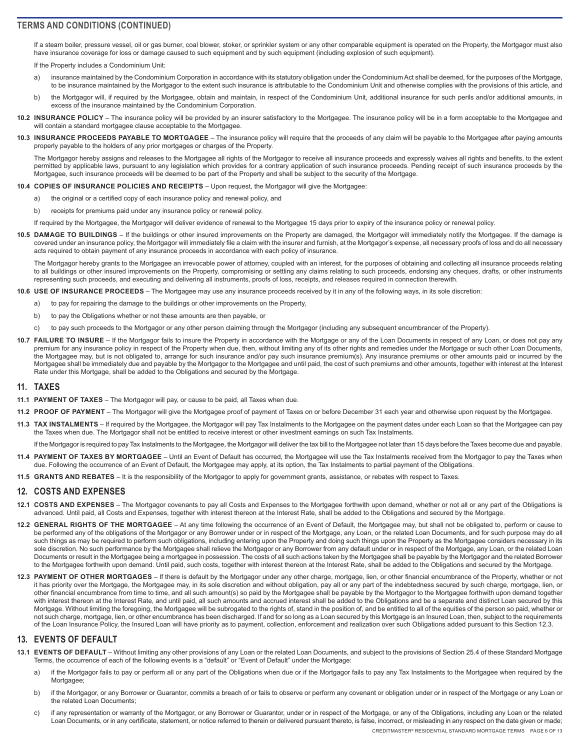## TERMS AND CONDITIONS (CONTINUED)

If a steam boiler, pressure vessel, oil or gas burner, coal blower, stoker, or sprinkler system or any other comparable equipment is operated on the Property, the Mortgagor must also have insurance coverage for loss or damage caused to such equipment and by such equipment (including explosion of such equipment).

If the Property includes a Condominium Unit:

a) insurance maintained by the Condominium Corporation in accordance with its statutory obligation under the Condominium Act shall be deemed, for the purposes of the Mortgage, to be insurance maintained by the Mortgagor to the extent such insurance is attributable to the Condominium Unit and otherwise complies with the provisions of this article, and

b) the Mortgagor will, if required by the Mortgagee, obtain and maintain, in respect of the Condominium Unit, additional insurance for such perils and/or additional amounts, in excess of the insurance maintained by the Condominium Corporation.

**10.2 INSURANCE POLICY** – The insurance policy will be provided by an insurer satisfactory to the Mortgagee. The insurance policy will be in a form acceptable to the Mortgagee and will contain a standard mortgagee clause acceptable to the Mortgagee.

**10.3 INSURANCE PROCEEDS PAYABLE TO MORTGAGEE** – The insurance policy will require that the proceeds of any claim will be payable to the Mortgagee after paying amounts properly payable to the holders of any prior mortgages or charges of the Property.

The Mortgagor hereby assigns and releases to the Mortgagee all rights of the Mortgagor to receive all insurance proceeds and expressly waives all rights and benefits, to the extent permitted by applicable laws, pursuant to any legislation which provides for a contrary application of such insurance proceeds. Pending receipt of such insurance proceeds by the Mortgagee, such insurance proceeds will be deemed to be part of the Property and shall be subject to the security of the Mortgage.

**10.4 COPIES OF INSURANCE POLICIES AND RECEIPTS** – Upon request, the Mortgagor will give the Mortgagee:

a) the original or a certified copy of each insurance policy and renewal policy, and

b) receipts for premiums paid under any insurance policy or renewal policy.

If required by the Mortgagee, the Mortgagor will deliver evidence of renewal to the Mortgagee 15 days prior to expiry of the insurance policy or renewal policy.

**10.5 DAMAGE TO BUILDINGS** – If the buildings or other insured improvements on the Property are damaged, the Mortgagor will immediately notify the Mortgagee. If the damage is covered under an insurance policy, the Mortgagor will immediately file a claim with the insurer and furnish, at the Mortgagor's expense, all necessary proofs of loss and do all necessary acts required to obtain payment of any insurance proceeds in accordance with each policy of insurance.

The Mortgagor hereby grants to the Mortgagee an irrevocable power of attorney, coupled with an interest, for the purposes of obtaining and collecting all insurance proceeds relating to all buildings or other insured improvements on the Property, compromising or settling any claims relating to such proceeds, endorsing any cheques, drafts, or other instruments representing such proceeds, and executing and delivering all instruments, proofs of loss, receipts, and releases required in connection therewith.

**10.6 USE OF INSURANCE PROCEEDS** – The Mortgagee may use any insurance proceeds received by it in any of the following ways, in its sole discretion:

a) to pay for repairing the damage to the buildings or other improvements on the Property,

b) to pay the Obligations whether or not these amounts are then payable, or

c) to pay such proceeds to the Mortgagor or any other person claiming through the Mortgagor (including any subsequent encumbrancer of the Property).

**10.7 FAILURE TO INSURE** – If the Mortgagor fails to insure the Property in accordance with the Mortgage or any of the Loan Documents in respect of any Loan, or does not pay any premium for any insurance policy in respect of the Property when due, then, without limiting any of its other rights and remedies under the Mortgage or such other Loan Documents, the Mortgagee may, but is not obligated to, arrange for such insurance and/or pay such insurance premium(s). Any insurance premiums or other amounts paid or incurred by the Mortgagee shall be immediately due and payable by the Mortgagor to the Mortgagee and until paid, the cost of such premiums and other amounts, together with interest at the Interest Rate under this Mortgage, shall be added to the Obligations and secured by the Mortgage.

## 11. TAXES

**11.1 PAYMENT OF TAXES** – The Mortgagor will pay, or cause to be paid, all Taxes when due.

**11.2 PROOF OF PAYMENT** – The Mortgagor will give the Mortgagee proof of payment of Taxes on or before December 31 each year and otherwise upon request by the Mortgagee.

**11.3 TAX INSTALMENTS** – If required by the Mortgagee, the Mortgagor will pay Tax Instalments to the Mortgagee on the payment dates under each Loan so that the Mortgagee can pay the Taxes when due. The Mortgagor shall not be entitled to receive interest or other investment earnings on such Tax Instalments.

If the Mortgagor is required to pay Tax Instalments to the Mortgagee, the Mortgagor will deliver the tax bill to the Mortgagee not later than 15 days before the Taxes become due and payable.

**11.4 PAYMENT OF TAXES BY MORTGAGEE** – Until an Event of Default has occurred, the Mortgagee will use the Tax Instalments received from the Mortgagor to pay the Taxes when due. Following the occurrence of an Event of Default, the Mortgagee may apply, at its option, the Tax Instalments to partial payment of the Obligations.

**11.5 GRANTS AND REBATES** – It is the responsibility of the Mortgagor to apply for government grants, assistance, or rebates with respect to Taxes.

## 12. COSTS AND EXPENSES

**12.1 COSTS AND EXPENSES** – The Mortgagor covenants to pay all Costs and Expenses to the Mortgagee forthwith upon demand, whether or not all or any part of the Obligations is advanced. Until paid, all Costs and Expenses, together with interest thereon at the Interest Rate, shall be added to the Obligations and secured by the Mortgage.

**12.2 GENERAL RIGHTS OF THE MORTGAGEE** – At any time following the occurrence of an Event of Default, the Mortgagee may, but shall not be obligated to, perform or cause to be performed any of the obligations of the Mortgagor or any Borrower under or in respect of the Mortgage, any Loan, or the related Loan Documents, and for such purpose may do all such things as may be required to perform such obligations, including entering upon the Property and doing such things upon the Property as the Mortgagee considers necessary in its sole discretion. No such performance by the Mortgagee shall relieve the Mortgagor or any Borrower from any default under or in respect of the Mortgage, any Loan, or the related Loan Documents or result in the Mortgagee being a mortgagee in possession. The costs of all such actions taken by the Mortgagee shall be payable by the Mortgagor and the related Borrower to the Mortgagee forthwith upon demand. Until paid, such costs, together with interest thereon at the Interest Rate, shall be added to the Obligations and secured by the Mortgage.

**12.3 PAYMENT OF OTHER MORTGAGES** – If there is default by the Mortgagor under any other charge, mortgage, lien, or other financial encumbrance of the Property, whether or not it has priority over the Mortgage, the Mortgagee may, in its sole discretion and without obligation, pay all or any part of the indebtedness secured by such charge, mortgage, lien, or other financial encumbrance from time to time, and all such amount(s) so paid by the Mortgagee shall be payable by the Mortgagor to the Mortgagee forthwith upon demand together with interest thereon at the Interest Rate, and until paid, all such amounts and accrued interest shall be added to the Obligations and be a separate and distinct Loan secured by this Mortgage. Without limiting the foregoing, the Mortgagee will be subrogated to the rights of, stand in the position of, and be entitled to all of the equities of the person so paid, whether or not such charge, mortgage, lien, or other encumbrance has been discharged. If and for so long as a Loan secured by this Mortgage is an Insured Loan, then, subject to the requirements of the Loan Insurance Policy, the Insured Loan will have priority as to payment, collection, enforcement and realization over such Obligations added pursuant to this Section 12.3.

## 13. EVENTS OF DEFAULT

**13.1 EVENTS OF DEFAULT** – Without limiting any other provisions of any Loan or the related Loan Documents, and subject to the provisions of Section 25.4 of these Standard Mortgage Terms, the occurrence of each of the following events is a "default" or "Event of Default" under the Mortgage:

a) if the Mortgagor fails to pay or perform all or any part of the Obligations when due or if the Mortgagor fails to pay any Tax Instalments to the Mortgagee when required by the Mortgagee;

b) if the Mortgagor, or any Borrower or Guarantor, commits a breach of or fails to observe or perform any covenant or obligation under or in respect of the Mortgage or any Loan or the related Loan Documents;

c) if any representation or warranty of the Mortgagor, or any Borrower or Guarantor, under or in respect of the Mortgage, or any of the Obligations, including any Loan or the related Loan Documents, or in any certificate, statement, or notice referred to therein or delivered pursuant thereto, is false, incorrect, or misleading in any respect on the date given or made;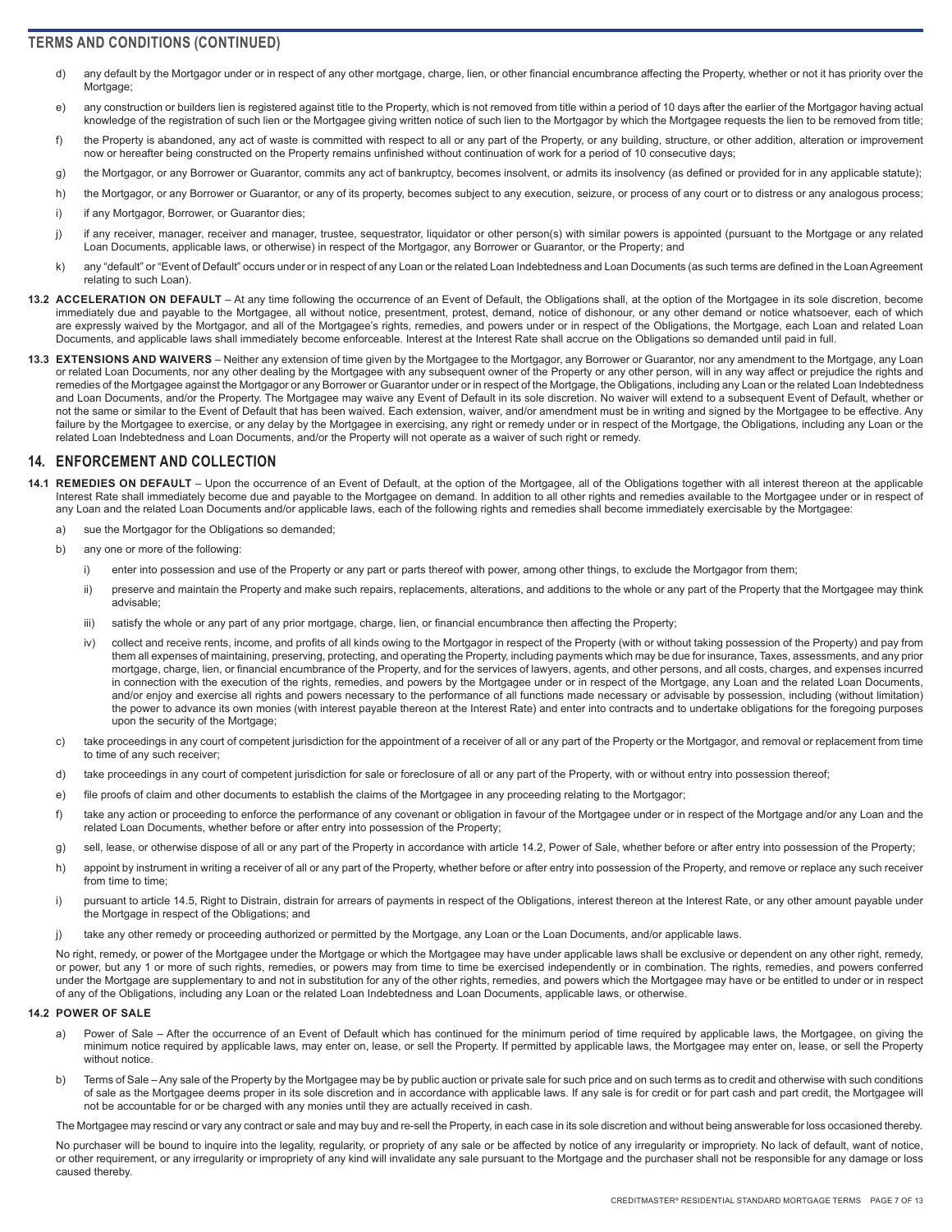## TERMS AND CONDITIONS (CONTINUED)

d) any default by the Mortgagor under or in respect of any other mortgage, charge, lien, or other financial encumbrance affecting the Property, whether or not it has priority over the Mortgage;

e) any construction or builders lien is registered against title to the Property, which is not removed from title within a period of 10 days after the earlier of the Mortgagor having actual knowledge of the registration of such lien or the Mortgagee giving written notice of such lien to the Mortgagor by which the Mortgagee requests the lien to be removed from title;

f) the Property is abandoned, any act of waste is committed with respect to all or any part of the Property, or any building, structure, or other addition, alteration or improvement now or hereafter being constructed on the Property remains unfinished without continuation of work for a period of 10 consecutive days;

g) the Mortgagor, or any Borrower or Guarantor, commits any act of bankruptcy, becomes insolvent, or admits its insolvency (as defined or provided for in any applicable statute);

h) the Mortgagor, or any Borrower or Guarantor, or any of its property, becomes subject to any execution, seizure, or process of any court or to distress or any analogous process;

i) if any Mortgagor, Borrower, or Guarantor dies;

j) if any receiver, manager, receiver and manager, trustee, sequestrator, liquidator or other person(s) with similar powers is appointed (pursuant to the Mortgage or any related Loan Documents, applicable laws, or otherwise) in respect of the Mortgagor, any Borrower or Guarantor, or the Property; and

k) any "default" or "Event of Default" occurs under or in respect of any Loan or the related Loan Indebtedness and Loan Documents (as such terms are defined in the Loan Agreement relating to such Loan).

**13.2 ACCELERATION ON DEFAULT** – At any time following the occurrence of an Event of Default, the Obligations shall, at the option of the Mortgagee in its sole discretion, become immediately due and payable to the Mortgagee, all without notice, presentment, protest, demand, notice of dishonour, or any other demand or notice whatsoever, each of which are expressly waived by the Mortgagor, and all of the Mortgagee's rights, remedies, and powers under or in respect of the Obligations, the Mortgage, each Loan and related Loan Documents, and applicable laws shall immediately become enforceable. Interest at the Interest Rate shall accrue on the Obligations so demanded until paid in full.

**13.3 EXTENSIONS AND WAIVERS** – Neither any extension of time given by the Mortgagee to the Mortgagor, any Borrower or Guarantor, nor any amendment to the Mortgage, any Loan or related Loan Documents, nor any other dealing by the Mortgagee with any subsequent owner of the Property or any other person, will in any way affect or prejudice the rights and remedies of the Mortgagee against the Mortgagor or any Borrower or Guarantor under or in respect of the Mortgage, the Obligations, including any Loan or the related Loan Indebtedness and Loan Documents, and/or the Property. The Mortgagee may waive any Event of Default in its sole discretion. No waiver will extend to a subsequent Event of Default, whether or not the same or similar to the Event of Default that has been waived. Each extension, waiver, and/or amendment must be in writing and signed by the Mortgagee to be effective. Any failure by the Mortgagee to exercise, or any delay by the Mortgagee in exercising, any right or remedy under or in respect of the Mortgage, the Obligations, including any Loan or the related Loan Indebtedness and Loan Documents, and/or the Property will not operate as a waiver of such right or remedy.

## 14. ENFORCEMENT AND COLLECTION

**14.1 REMEDIES ON DEFAULT** – Upon the occurrence of an Event of Default, at the option of the Mortgagee, all of the Obligations together with all interest thereon at the applicable Interest Rate shall immediately become due and payable to the Mortgagee on demand. In addition to all other rights and remedies available to the Mortgagee under or in respect of any Loan and the related Loan Documents and/or applicable laws, each of the following rights and remedies shall become immediately exercisable by the Mortgagee:

a) sue the Mortgagor for the Obligations so demanded;

b) any one or more of the following:

   i) enter into possession and use of the Property or any part or parts thereof with power, among other things, to exclude the Mortgagor from them;

   ii) preserve and maintain the Property and make such repairs, replacements, alterations, and additions to the whole or any part of the Property that the Mortgagee may think advisable;

   iii) satisfy the whole or any part of any prior mortgage, charge, lien, or financial encumbrance then affecting the Property;

   iv) collect and receive rents, income, and profits of all kinds owing to the Mortgagor in respect of the Property (with or without taking possession of the Property) and pay from them all expenses of maintaining, preserving, protecting, and operating the Property, including payments which may be due for insurance, Taxes, assessments, and any prior mortgage, charge, lien, or financial encumbrance of the Property, and for the services of lawyers, agents, and other persons, and all costs, charges, and expenses incurred in connection with the execution of the rights, remedies, and powers by the Mortgagee under or in respect of the Mortgage, any Loan and the related Loan Documents, and/or enjoy and exercise all rights and powers necessary to the performance of all functions made necessary or advisable by possession, including (without limitation) the power to advance its own monies (with interest payable thereon at the Interest Rate) and enter into contracts and to undertake obligations for the foregoing purposes upon the security of the Mortgage;

c) take proceedings in any court of competent jurisdiction for the appointment of a receiver of all or any part of the Property or the Mortgagor, and removal or replacement from time to time of any such receiver;

d) take proceedings in any court of competent jurisdiction for sale or foreclosure of all or any part of the Property, with or without entry into possession thereof;

e) file proofs of claim and other documents to establish the claims of the Mortgagee in any proceeding relating to the Mortgagor;

f) take any action or proceeding to enforce the performance of any covenant or obligation in favour of the Mortgagee under or in respect of the Mortgage and/or any Loan and the related Loan Documents, whether before or after entry into possession of the Property;

g) sell, lease, or otherwise dispose of all or any part of the Property in accordance with article 14.2, Power of Sale, whether before or after entry into possession of the Property;

h) appoint by instrument in writing a receiver of all or any part of the Property, whether before or after entry into possession of the Property, and remove or replace any such receiver from time to time;

i) pursuant to article 14.5, Right to Distrain, distrain for arrears of payments in respect of the Obligations, interest thereon at the Interest Rate, or any other amount payable under the Mortgage in respect of the Obligations; and

j) take any other remedy or proceeding authorized or permitted by the Mortgage, any Loan or the Loan Documents, and/or applicable laws.

No right, remedy, or power of the Mortgagee under the Mortgage or which the Mortgagee may have under applicable laws shall be exclusive or dependent on any other right, remedy, or power, but any 1 or more of such rights, remedies, or powers may from time to time be exercised independently or in combination. The rights, remedies, and powers conferred under the Mortgage are supplementary to and not in substitution for any of the other rights, remedies, and powers which the Mortgagee may have or be entitled to under or in respect of any of the Obligations, including any Loan or the related Loan Indebtedness and Loan Documents, applicable laws, or otherwise.

**14.2 POWER OF SALE**

a) Power of Sale – After the occurrence of an Event of Default which has continued for the minimum period of time required by applicable laws, the Mortgagee, on giving the minimum notice required by applicable laws, may enter on, lease, or sell the Property. If permitted by applicable laws, the Mortgagee may enter on, lease, or sell the Property without notice.

b) Terms of Sale – Any sale of the Property by the Mortgagee may be by public auction or private sale for such price and on such terms as to credit and otherwise with such conditions of sale as the Mortgagee deems proper in its sole discretion and in accordance with applicable laws. If any sale is for credit or for part cash and part credit, the Mortgagee will not be accountable for or be charged with any monies until they are actually received in cash.

The Mortgagee may rescind or vary any contract or sale and may buy and re-sell the Property, in each case in its sole discretion and without being answerable for loss occasioned thereby.

No purchaser will be bound to inquire into the legality, regularity, or propriety of any sale or be affected by notice of any irregularity or impropriety. No lack of default, want of notice, or other requirement, or any irregularity or impropriety of any kind will invalidate any sale pursuant to the Mortgage and the purchaser shall not be responsible for any damage or loss caused thereby.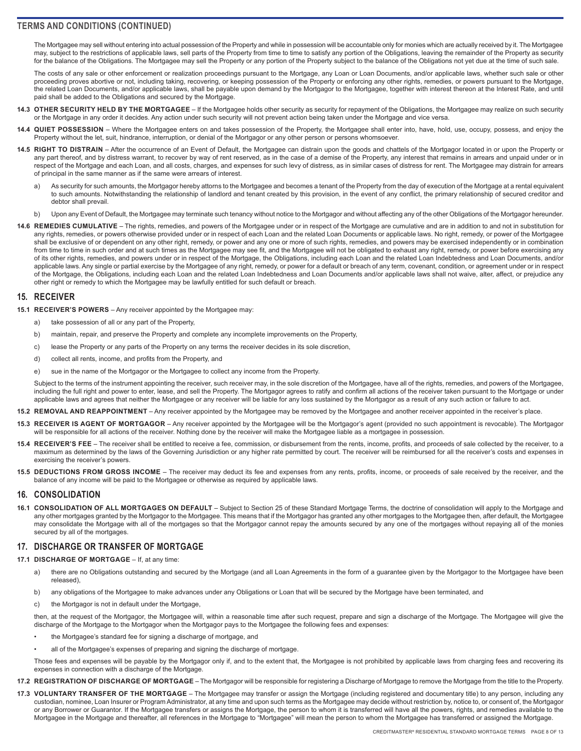## TERMS AND CONDITIONS (CONTINUED)

The Mortgagee may sell without entering into actual possession of the Property and while in possession will be accountable only for monies which are actually received by it. The Mortgagee may, subject to the restrictions of applicable laws, sell parts of the Property from time to time to satisfy any portion of the Obligations, leaving the remainder of the Property as security for the balance of the Obligations. The Mortgagee may sell the Property or any portion of the Property subject to the balance of the Obligations not yet due at the time of such sale.

The costs of any sale or other enforcement or realization proceedings pursuant to the Mortgage, any Loan or Loan Documents, and/or applicable laws, whether such sale or other proceeding proves abortive or not, including taking, recovering, or keeping possession of the Property or enforcing any other rights, remedies, or powers pursuant to the Mortgage, the related Loan Documents, and/or applicable laws, shall be payable upon demand by the Mortgagor to the Mortgagee, together with interest thereon at the Interest Rate, and until paid shall be added to the Obligations and secured by the Mortgage.

**14.3 OTHER SECURITY HELD BY THE MORTGAGEE** – If the Mortgagee holds other security as security for repayment of the Obligations, the Mortgagee may realize on such security or the Mortgage in any order it decides. Any action under such security will not prevent action being taken under the Mortgage and vice versa.

**14.4 QUIET POSSESSION** – Where the Mortgagee enters on and takes possession of the Property, the Mortgagee shall enter into, have, hold, use, occupy, possess, and enjoy the Property without the let, suit, hindrance, interruption, or denial of the Mortgagor or any other person or persons whomsoever.

**14.5 RIGHT TO DISTRAIN** – After the occurrence of an Event of Default, the Mortgagee can distrain upon the goods and chattels of the Mortgagor located in or upon the Property or any part thereof, and by distress warrant, to recover by way of rent reserved, as in the case of a demise of the Property, any interest that remains in arrears and unpaid under or in respect of the Mortgage and each Loan, and all costs, charges, and expenses for such levy of distress, as in similar cases of distress for rent. The Mortgagee may distrain for arrears of principal in the same manner as if the same were arrears of interest.

a) As security for such amounts, the Mortgagor hereby attorns to the Mortgagee and becomes a tenant of the Property from the day of execution of the Mortgage at a rental equivalent to such amounts. Notwithstanding the relationship of landlord and tenant created by this provision, in the event of any conflict, the primary relationship of secured creditor and debtor shall prevail.

b) Upon any Event of Default, the Mortgagee may terminate such tenancy without notice to the Mortgagor and without affecting any of the other Obligations of the Mortgagor hereunder.

**14.6 REMEDIES CUMULATIVE** – The rights, remedies, and powers of the Mortgagee under or in respect of the Mortgage are cumulative and are in addition to and not in substitution for any rights, remedies, or powers otherwise provided under or in respect of each Loan and the related Loan Documents or applicable laws. No right, remedy, or power of the Mortgagee shall be exclusive of or dependent on any other right, remedy, or power and any one or more of such rights, remedies, and powers may be exercised independently or in combination from time to time in such order and at such times as the Mortgagee may see fit, and the Mortgagee will not be obligated to exhaust any right, remedy, or power before exercising any of its other rights, remedies, and powers under or in respect of the Mortgage, the Obligations, including each Loan and the related Loan Indebtedness and Loan Documents, and/or applicable laws. Any single or partial exercise by the Mortgagee of any right, remedy, or power for a default or breach of any term, covenant, condition, or agreement under or in respect of the Mortgage, the Obligations, including each Loan and the related Loan Indebtedness and Loan Documents and/or applicable laws shall not waive, alter, affect, or prejudice any other right or remedy to which the Mortgagee may be lawfully entitled for such default or breach.

## 15. RECEIVER

**15.1 RECEIVER'S POWERS** – Any receiver appointed by the Mortgagee may:

a) take possession of all or any part of the Property,

b) maintain, repair, and preserve the Property and complete any incomplete improvements on the Property,

c) lease the Property or any parts of the Property on any terms the receiver decides in its sole discretion,

d) collect all rents, income, and profits from the Property, and

e) sue in the name of the Mortgagor or the Mortgagee to collect any income from the Property.

Subject to the terms of the instrument appointing the receiver, such receiver may, in the sole discretion of the Mortgagee, have all of the rights, remedies, and powers of the Mortgagee, including the full right and power to enter, lease, and sell the Property. The Mortgagor agrees to ratify and confirm all actions of the receiver taken pursuant to the Mortgage or under applicable laws and agrees that neither the Mortgagee or any receiver will be liable for any loss sustained by the Mortgagor as a result of any such action or failure to act.

**15.2 REMOVAL AND REAPPOINTMENT** – Any receiver appointed by the Mortgagee may be removed by the Mortgagee and another receiver appointed in the receiver's place.

**15.3 RECEIVER IS AGENT OF MORTGAGOR** – Any receiver appointed by the Mortgagee will be the Mortgagor's agent (provided no such appointment is revocable). The Mortgagor will be responsible for all actions of the receiver. Nothing done by the receiver will make the Mortgagee liable as a mortgagee in possession.

**15.4 RECEIVER'S FEE** – The receiver shall be entitled to receive a fee, commission, or disbursement from the rents, income, profits, and proceeds of sale collected by the receiver, to a maximum as determined by the laws of the Governing Jurisdiction or any higher rate permitted by court. The receiver will be reimbursed for all the receiver's costs and expenses in exercising the receiver's powers.

**15.5 DEDUCTIONS FROM GROSS INCOME** – The receiver may deduct its fee and expenses from any rents, profits, income, or proceeds of sale received by the receiver, and the balance of any income will be paid to the Mortgagee or otherwise as required by applicable laws.

## 16. CONSOLIDATION

**16.1 CONSOLIDATION OF ALL MORTGAGES ON DEFAULT** – Subject to Section 25 of these Standard Mortgage Terms, the doctrine of consolidation will apply to the Mortgage and any other mortgages granted by the Mortgagor to the Mortgagee. This means that if the Mortgagor has granted any other mortgages to the Mortgagee then, after default, the Mortgagee may consolidate the Mortgage with all of the mortgages so that the Mortgagor cannot repay the amounts secured by any one of the mortgages without repaying all of the monies secured by all of the mortgages.

## 17. DISCHARGE OR TRANSFER OF MORTGAGE

**17.1 DISCHARGE OF MORTGAGE** – If, at any time:

a) there are no Obligations outstanding and secured by the Mortgage (and all Loan Agreements in the form of a guarantee given by the Mortgagor to the Mortgagee have been released),

b) any obligations of the Mortgagee to make advances under any Obligations or Loan that will be secured by the Mortgage have been terminated, and

c) the Mortgagor is not in default under the Mortgage,

then, at the request of the Mortgagor, the Mortgagee will, within a reasonable time after such request, prepare and sign a discharge of the Mortgage. The Mortgagee will give the discharge of the Mortgage to the Mortgagor when the Mortgagor pays to the Mortgagee the following fees and expenses:

- the Mortgagee's standard fee for signing a discharge of mortgage, and
- all of the Mortgagee's expenses of preparing and signing the discharge of mortgage.

Those fees and expenses will be payable by the Mortgagor only if, and to the extent that, the Mortgagee is not prohibited by applicable laws from charging fees and recovering its expenses in connection with a discharge of the Mortgage.

**17.2 REGISTRATION OF DISCHARGE OF MORTGAGE** – The Mortgagor will be responsible for registering a Discharge of Mortgage to remove the Mortgage from the title to the Property.

**17.3 VOLUNTARY TRANSFER OF THE MORTGAGE** – The Mortgagee may transfer or assign the Mortgage (including registered and documentary title) to any person, including any custodian, nominee, Loan Insurer or Program Administrator, at any time and upon such terms as the Mortgagee may decide without restriction by, notice to, or consent of, the Mortgagor or any Borrower or Guarantor. If the Mortgagee transfers or assigns the Mortgage, the person to whom it is transferred will have all the powers, rights, and remedies available to the Mortgagee in the Mortgage and thereafter, all references in the Mortgage to "Mortgagee" will mean the person to whom the Mortgagee has transferred or assigned the Mortgage.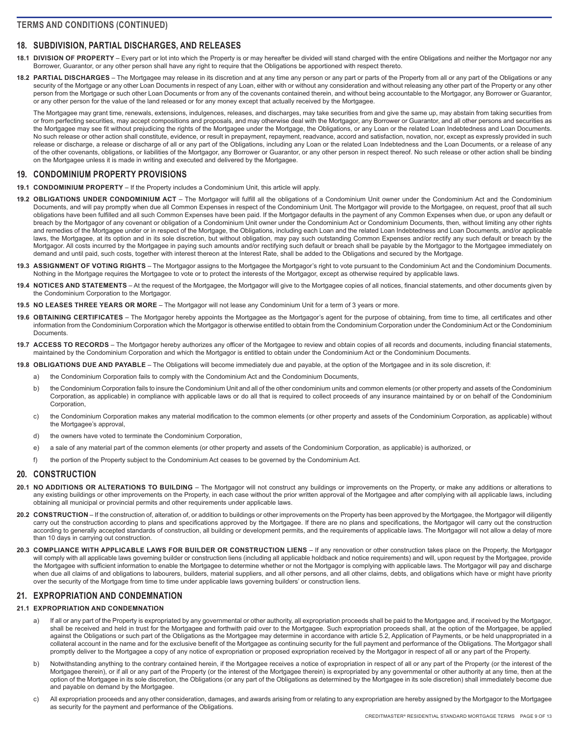## 18. SUBDIVISION, PARTIAL DISCHARGES, AND RELEASES

**18.1 DIVISION OF PROPERTY** – Every part or lot into which the Property is or may hereafter be divided will stand charged with the entire Obligations and neither the Mortgagor nor any Borrower, Guarantor, or any other person shall have any right to require that the Obligations be apportioned with respect thereto.

**18.2 PARTIAL DISCHARGES** – The Mortgagee may release in its discretion and at any time any person or any part or parts of the Property from all or any part of the Obligations or any security of the Mortgage or any other Loan Documents in respect of any Loan, either with or without any consideration and without releasing any other part of the Property or any other person from the Mortgage or such other Loan Documents or from any of the covenants contained therein, and without being accountable to the Mortgagor, any Borrower or Guarantor, or any other person for the value of the land released or for any money except that actually received by the Mortgagee.

The Mortgagee may grant time, renewals, extensions, indulgences, releases, and discharges, may take securities from and give the same up, may abstain from taking securities from or from perfecting securities, may accept compositions and proposals, and may otherwise deal with the Mortgagor, any Borrower or Guarantor, and all other persons and securities as the Mortgagee may see fit without prejudicing the rights of the Mortgagee under the Mortgage, the Obligations, or any Loan or the related Loan Indebtedness and Loan Documents. No such release or other action shall constitute, evidence, or result in prepayment, repayment, readvance, accord and satisfaction, novation, nor, except as expressly provided in such release or discharge, a release or discharge of all or any part of the Obligations, including any Loan or the related Loan Indebtedness and the Loan Documents, or a release of any of the other covenants, obligations, or liabilities of the Mortgagor, any Borrower or Guarantor, or any other person in respect thereof. No such release or other action shall be binding on the Mortgagee unless it is made in writing and executed and delivered by the Mortgagee.

## 19. CONDOMINIUM PROPERTY PROVISIONS

**19.1 CONDOMINIUM PROPERTY** – If the Property includes a Condominium Unit, this article will apply.

**19.2 OBLIGATIONS UNDER CONDOMINIUM ACT** – The Mortgagor will fulfill all the obligations of a Condominium Unit owner under the Condominium Act and the Condominium Documents, and will pay promptly when due all Common Expenses in respect of the Condominium Unit. The Mortgagor will provide to the Mortgagee, on request, proof that all such obligations have been fulfilled and all such Common Expenses have been paid. If the Mortgagor defaults in the payment of any Common Expenses when due, or upon any default or breach by the Mortgagor of any covenant or obligation of a Condominium Unit owner under the Condominium Act or Condominium Documents, then, without limiting any other rights and remedies of the Mortgagee under or in respect of the Mortgage, the Obligations, including each Loan and the related Loan Indebtedness and Loan Documents, and/or applicable laws, the Mortgagee, at its option and in its sole discretion, but without obligation, may pay such outstanding Common Expenses and/or rectify any such default or breach by the Mortgagor. All costs incurred by the Mortgagee in paying such amounts and/or rectifying such default or breach shall be payable by the Mortgagor to the Mortgagee immediately on demand and until paid, such costs, together with interest thereon at the Interest Rate, shall be added to the Obligations and secured by the Mortgage.

**19.3 ASSIGNMENT OF VOTING RIGHTS** – The Mortgagor assigns to the Mortgagee the Mortgagor's right to vote pursuant to the Condominium Act and the Condominium Documents. Nothing in the Mortgage requires the Mortgagee to vote or to protect the interests of the Mortgagor, except as otherwise required by applicable laws.

**19.4 NOTICES AND STATEMENTS** – At the request of the Mortgagee, the Mortgagor will give to the Mortgagee copies of all notices, financial statements, and other documents given by the Condominium Corporation to the Mortgagor.

**19.5 NO LEASES THREE YEARS OR MORE** – The Mortgagor will not lease any Condominium Unit for a term of 3 years or more.

**19.6 OBTAINING CERTIFICATES** – The Mortgagor hereby appoints the Mortgagee as the Mortgagor's agent for the purpose of obtaining, from time to time, all certificates and other information from the Condominium Corporation which the Mortgagor is otherwise entitled to obtain from the Condominium Corporation under the Condominium Act or the Condominium Documents.

**19.7 ACCESS TO RECORDS** – The Mortgagor hereby authorizes any officer of the Mortgagee to review and obtain copies of all records and documents, including financial statements, maintained by the Condominium Corporation and which the Mortgagor is entitled to obtain under the Condominium Act or the Condominium Documents.

**19.8 OBLIGATIONS DUE AND PAYABLE** – The Obligations will become immediately due and payable, at the option of the Mortgagee and in its sole discretion, if:

a) the Condominium Corporation fails to comply with the Condominium Act and the Condominium Documents,

b) the Condominium Corporation fails to insure the Condominium Unit and all of the other condominium units and common elements (or other property and assets of the Condominium Corporation, as applicable) in compliance with applicable laws or do all that is required to collect proceeds of any insurance maintained by or on behalf of the Condominium Corporation,

c) the Condominium Corporation makes any material modification to the common elements (or other property and assets of the Condominium Corporation, as applicable) without the Mortgagee's approval,

d) the owners have voted to terminate the Condominium Corporation,

e) a sale of any material part of the common elements (or other property and assets of the Condominium Corporation, as applicable) is authorized, or

f) the portion of the Property subject to the Condominium Act ceases to be governed by the Condominium Act.

## 20. CONSTRUCTION

**20.1 NO ADDITIONS OR ALTERATIONS TO BUILDING** – The Mortgagor will not construct any buildings or improvements on the Property, or make any additions or alterations to any existing buildings or other improvements on the Property, in each case without the prior written approval of the Mortgagee and after complying with all applicable laws, including obtaining all municipal or provincial permits and other requirements under applicable laws.

**20.2 CONSTRUCTION** – If the construction of, alteration of, or addition to buildings or other improvements on the Property has been approved by the Mortgagee, the Mortgagor will diligently carry out the construction according to plans and specifications approved by the Mortgagee. If there are no plans and specifications, the Mortgagor will carry out the construction according to generally accepted standards of construction, all building or development permits, and the requirements of applicable laws. The Mortgagor will not allow a delay of more than 10 days in carrying out construction.

**20.3 COMPLIANCE WITH APPLICABLE LAWS FOR BUILDER OR CONSTRUCTION LIENS** – If any renovation or other construction takes place on the Property, the Mortgagor will comply with all applicable laws governing builder or construction liens (including all applicable holdback and notice requirements) and will, upon request by the Mortgagee, provide the Mortgagee with sufficient information to enable the Mortgagee to determine whether or not the Mortgagor is complying with applicable laws. The Mortgagor will pay and discharge when due all claims of and obligations to labourers, builders, material suppliers, and all other persons, and all other claims, debts, and obligations which have or might have priority over the security of the Mortgage from time to time under applicable laws governing builders' or construction liens.

## 21. EXPROPRIATION AND CONDEMNATION

**21.1 EXPROPRIATION AND CONDEMNATION**

a) If all or any part of the Property is expropriated by any governmental or other authority, all expropriation proceeds shall be paid to the Mortgagee and, if received by the Mortgagor, shall be received and held in trust for the Mortgagee and forthwith paid over to the Mortgagee. Such expropriation proceeds shall, at the option of the Mortgagee, be applied against the Obligations or such part of the Obligations as the Mortgagee may determine in accordance with article 5.2, Application of Payments, or be held unappropriated in a collateral account in the name and for the exclusive benefit of the Mortgagee as continuing security for the full payment and performance of the Obligations. The Mortgagor shall promptly deliver to the Mortgagee a copy of any notice of expropriation or proposed expropriation received by the Mortgagor in respect of all or any part of the Property.

b) Notwithstanding anything to the contrary contained herein, if the Mortgagee receives a notice of expropriation in respect of all or any part of the Property (or the interest of the Mortgagee therein), or if all or any part of the Property (or the interest of the Mortgagee therein) is expropriated by any governmental or other authority at any time, then at the option of the Mortgagee in its sole discretion, the Obligations (or any part of the Obligations as determined by the Mortgagee in its sole discretion) shall immediately become due and payable on demand by the Mortgagee.

c) All expropriation proceeds and any other consideration, damages, and awards arising from or relating to any expropriation are hereby assigned by the Mortgagor to the Mortgagee as security for the payment and performance of the Obligations.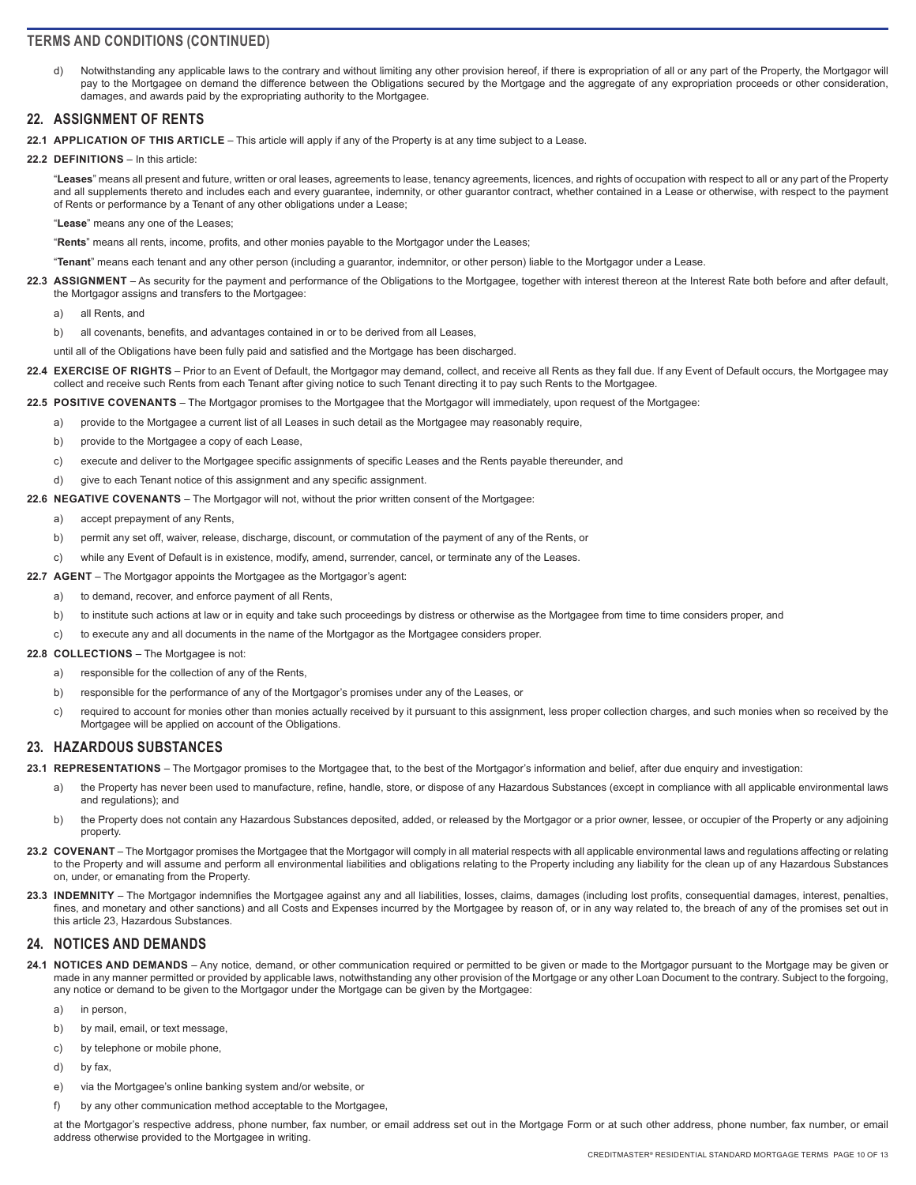## TERMS AND CONDITIONS (CONTINUED)

d) Notwithstanding any applicable laws to the contrary and without limiting any other provision hereof, if there is expropriation of all or any part of the Property, the Mortgagor will pay to the Mortgagee on demand the difference between the Obligations secured by the Mortgage and the aggregate of any expropriation proceeds or other consideration, damages, and awards paid by the expropriating authority to the Mortgagee.

## 22. ASSIGNMENT OF RENTS

**22.1 APPLICATION OF THIS ARTICLE** – This article will apply if any of the Property is at any time subject to a Lease.

**22.2 DEFINITIONS** – In this article:

"**Leases**" means all present and future, written or oral leases, agreements to lease, tenancy agreements, licences, and rights of occupation with respect to all or any part of the Property and all supplements thereto and includes each and every guarantee, indemnity, or other guarantor contract, whether contained in a Lease or otherwise, with respect to the payment of Rents or performance by a Tenant of any other obligations under a Lease;

"**Lease**" means any one of the Leases;

"**Rents**" means all rents, income, profits, and other monies payable to the Mortgagor under the Leases;

"**Tenant**" means each tenant and any other person (including a guarantor, indemnitor, or other person) liable to the Mortgagor under a Lease.

**22.3 ASSIGNMENT** – As security for the payment and performance of the Obligations to the Mortgagee, together with interest thereon at the Interest Rate both before and after default, the Mortgagor assigns and transfers to the Mortgagee:

a) all Rents, and

b) all covenants, benefits, and advantages contained in or to be derived from all Leases,

until all of the Obligations have been fully paid and satisfied and the Mortgage has been discharged.

**22.4 EXERCISE OF RIGHTS** – Prior to an Event of Default, the Mortgagor may demand, collect, and receive all Rents as they fall due. If any Event of Default occurs, the Mortgagee may collect and receive such Rents from each Tenant after giving notice to such Tenant directing it to pay such Rents to the Mortgagee.

**22.5 POSITIVE COVENANTS** – The Mortgagor promises to the Mortgagee that the Mortgagor will immediately, upon request of the Mortgagee:

a) provide to the Mortgagee a current list of all Leases in such detail as the Mortgagee may reasonably require,

b) provide to the Mortgagee a copy of each Lease,

c) execute and deliver to the Mortgagee specific assignments of specific Leases and the Rents payable thereunder, and

d) give to each Tenant notice of this assignment and any specific assignment.

**22.6 NEGATIVE COVENANTS** – The Mortgagor will not, without the prior written consent of the Mortgagee:

a) accept prepayment of any Rents,

b) permit any set off, waiver, release, discharge, discount, or commutation of the payment of any of the Rents, or

c) while any Event of Default is in existence, modify, amend, surrender, cancel, or terminate any of the Leases.

**22.7 AGENT** – The Mortgagor appoints the Mortgagee as the Mortgagor's agent:

a) to demand, recover, and enforce payment of all Rents,

b) to institute such actions at law or in equity and take such proceedings by distress or otherwise as the Mortgagee from time to time considers proper, and

c) to execute any and all documents in the name of the Mortgagor as the Mortgagee considers proper.

**22.8 COLLECTIONS** – The Mortgagee is not:

a) responsible for the collection of any of the Rents,

b) responsible for the performance of any of the Mortgagor's promises under any of the Leases, or

c) required to account for monies other than monies actually received by it pursuant to this assignment, less proper collection charges, and such monies when so received by the Mortgagee will be applied on account of the Obligations.

## 23. HAZARDOUS SUBSTANCES

**23.1 REPRESENTATIONS** – The Mortgagor promises to the Mortgagee that, to the best of the Mortgagor's information and belief, after due enquiry and investigation:

a) the Property has never been used to manufacture, refine, handle, store, or dispose of any Hazardous Substances (except in compliance with all applicable environmental laws and regulations); and

b) the Property does not contain any Hazardous Substances deposited, added, or released by the Mortgagor or a prior owner, lessee, or occupier of the Property or any adjoining property.

**23.2 COVENANT** – The Mortgagor promises the Mortgagee that the Mortgagor will comply in all material respects with all applicable environmental laws and regulations affecting or relating to the Property and will assume and perform all environmental liabilities and obligations relating to the Property including any liability for the clean up of any Hazardous Substances on, under, or emanating from the Property.

**23.3 INDEMNITY** – The Mortgagor indemnifies the Mortgagee against any and all liabilities, losses, claims, damages (including lost profits, consequential damages, interest, penalties, fines, and monetary and other sanctions) and all Costs and Expenses incurred by the Mortgagee by reason of, or in any way related to, the breach of any of the promises set out in this article 23, Hazardous Substances.

## 24. NOTICES AND DEMANDS

**24.1 NOTICES AND DEMANDS** – Any notice, demand, or other communication required or permitted to be given or made to the Mortgagor pursuant to the Mortgage may be given or made in any manner permitted or provided by applicable laws, notwithstanding any other provision of the Mortgage or any other Loan Document to the contrary. Subject to the forgoing, any notice or demand to be given to the Mortgagor under the Mortgage can be given by the Mortgagee:

a) in person,

b) by mail, email, or text message,

c) by telephone or mobile phone,

d) by fax,

e) via the Mortgagee's online banking system and/or website, or

f) by any other communication method acceptable to the Mortgagee,

at the Mortgagor's respective address, phone number, fax number, or email address set out in the Mortgage Form or at such other address, phone number, fax number, or email address otherwise provided to the Mortgagee in writing.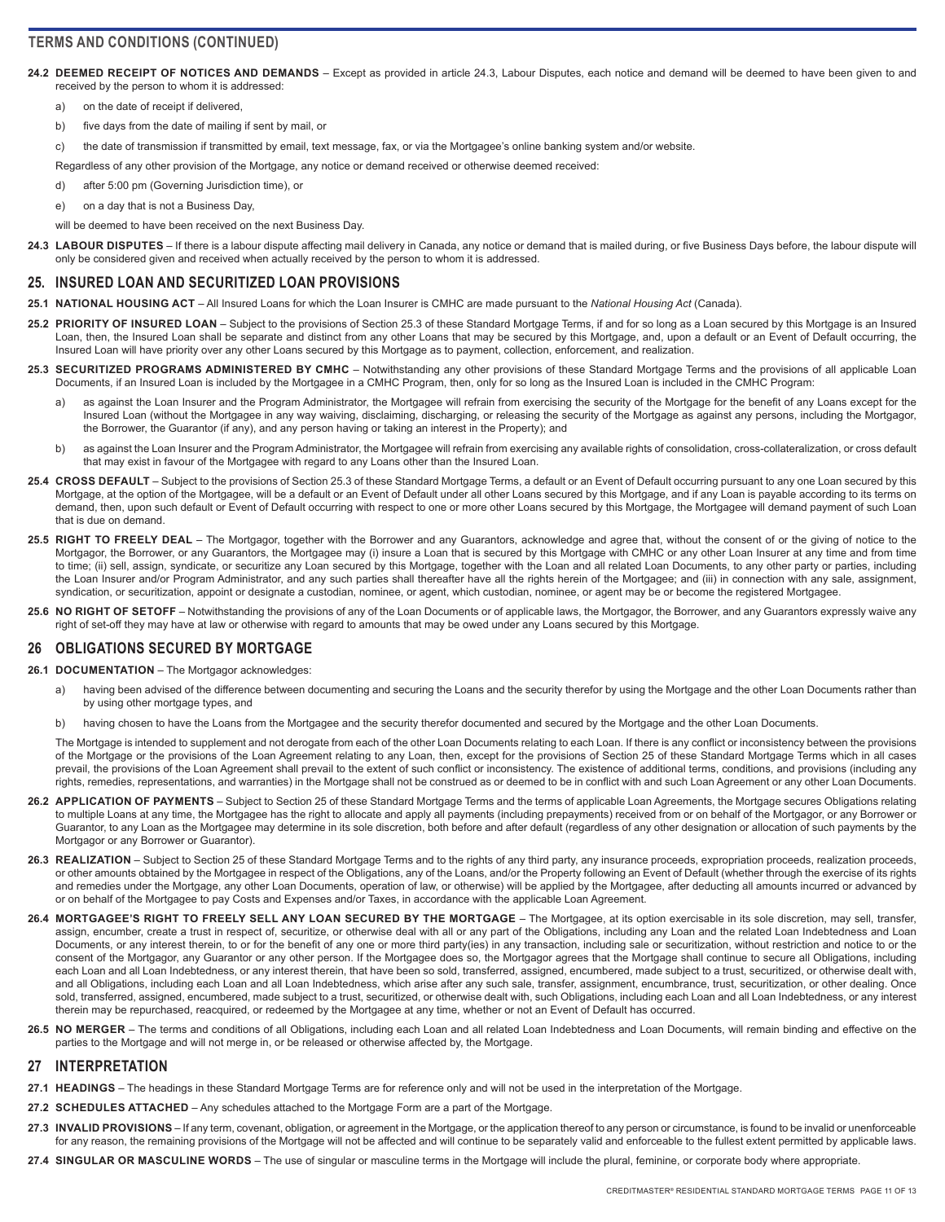## TERMS AND CONDITIONS (CONTINUED)

**24.2 DEEMED RECEIPT OF NOTICES AND DEMANDS** – Except as provided in article 24.3, Labour Disputes, each notice and demand will be deemed to have been given to and received by the person to whom it is addressed:

a) on the date of receipt if delivered,

b) five days from the date of mailing if sent by mail, or

c) the date of transmission if transmitted by email, text message, fax, or via the Mortgagee's online banking system and/or website.

Regardless of any other provision of the Mortgage, any notice or demand received or otherwise deemed received:

d) after 5:00 pm (Governing Jurisdiction time), or

e) on a day that is not a Business Day,

will be deemed to have been received on the next Business Day.

**24.3 LABOUR DISPUTES** – If there is a labour dispute affecting mail delivery in Canada, any notice or demand that is mailed during, or five Business Days before, the labour dispute will only be considered given and received when actually received by the person to whom it is addressed.

## 25. INSURED LOAN AND SECURITIZED LOAN PROVISIONS

**25.1 NATIONAL HOUSING ACT** – All Insured Loans for which the Loan Insurer is CMHC are made pursuant to the *National Housing Act* (Canada).

**25.2 PRIORITY OF INSURED LOAN** – Subject to the provisions of Section 25.3 of these Standard Mortgage Terms, if and for so long as a Loan secured by this Mortgage is an Insured Loan, then, the Insured Loan shall be separate and distinct from any other Loans that may be secured by this Mortgage, and, upon a default or an Event of Default occurring, the Insured Loan will have priority over any other Loans secured by this Mortgage as to payment, collection, enforcement, and realization.

**25.3 SECURITIZED PROGRAMS ADMINISTERED BY CMHC** – Notwithstanding any other provisions of these Standard Mortgage Terms and the provisions of all applicable Loan Documents, if an Insured Loan is included by the Mortgagee in a CMHC Program, then, only for so long as the Insured Loan is included in the CMHC Program:

a) as against the Loan Insurer and the Program Administrator, the Mortgagee will refrain from exercising the security of the Mortgage for the benefit of any Loans except for the Insured Loan (without the Mortgagee in any way waiving, disclaiming, discharging, or releasing the security of the Mortgage as against any persons, including the Mortgagor, the Borrower, the Guarantor (if any), and any person having or taking an interest in the Property); and

b) as against the Loan Insurer and the Program Administrator, the Mortgagee will refrain from exercising any available rights of consolidation, cross-collateralization, or cross default that may exist in favour of the Mortgagee with regard to any Loans other than the Insured Loan.

**25.4 CROSS DEFAULT** – Subject to the provisions of Section 25.3 of these Standard Mortgage Terms, a default or an Event of Default occurring pursuant to any one Loan secured by this Mortgage, at the option of the Mortgagee, will be a default or an Event of Default under all other Loans secured by this Mortgage, and if any Loan is payable according to its terms on demand, then, upon such default or Event of Default occurring with respect to one or more other Loans secured by this Mortgage, the Mortgagee will demand payment of such Loan that is due on demand.

**25.5 RIGHT TO FREELY DEAL** – The Mortgagor, together with the Borrower and any Guarantors, acknowledge and agree that, without the consent of or the giving of notice to the Mortgagor, the Borrower, or any Guarantors, the Mortgagee may (i) insure a Loan that is secured by this Mortgage with CMHC or any other Loan Insurer at any time and from time to time; (ii) sell, assign, syndicate, or securitize any Loan secured by this Mortgage, together with the Loan and all related Loan Documents, to any other party or parties, including the Loan Insurer and/or Program Administrator, and any such parties shall thereafter have all the rights herein of the Mortgagee; and (iii) in connection with any sale, assignment, syndication, or securitization, appoint or designate a custodian, nominee, or agent, which custodian, nominee, or agent may be or become the registered Mortgagee.

**25.6 NO RIGHT OF SETOFF** – Notwithstanding the provisions of any of the Loan Documents or of applicable laws, the Mortgagor, the Borrower, and any Guarantors expressly waive any right of set-off they may have at law or otherwise with regard to amounts that may be owed under any Loans secured by this Mortgage.

## 26 OBLIGATIONS SECURED BY MORTGAGE

**26.1 DOCUMENTATION** – The Mortgagor acknowledges:

a) having been advised of the difference between documenting and securing the Loans and the security therefor by using the Mortgage and the other Loan Documents rather than by using other mortgage types, and

b) having chosen to have the Loans from the Mortgagee and the security therefor documented and secured by the Mortgage and the other Loan Documents.

The Mortgage is intended to supplement and not derogate from each of the other Loan Documents relating to each Loan. If there is any conflict or inconsistency between the provisions of the Mortgage or the provisions of the Loan Agreement relating to any Loan, then, except for the provisions of Section 25 of these Standard Mortgage Terms which in all cases prevail, the provisions of the Loan Agreement shall prevail to the extent of such conflict or inconsistency. The existence of additional terms, conditions, and provisions (including any rights, remedies, representations, and warranties) in the Mortgage shall not be construed as or deemed to be in conflict with and such Loan Agreement or any other Loan Documents.

**26.2 APPLICATION OF PAYMENTS** – Subject to Section 25 of these Standard Mortgage Terms and the terms of applicable Loan Agreements, the Mortgage secures Obligations relating to multiple Loans at any time, the Mortgagee has the right to allocate and apply all payments (including prepayments) received from or on behalf of the Mortgagor, or any Borrower or Guarantor, to any Loan as the Mortgagee may determine in its sole discretion, both before and after default (regardless of any other designation or allocation of such payments by the Mortgagor or any Borrower or Guarantor).

**26.3 REALIZATION** – Subject to Section 25 of these Standard Mortgage Terms and to the rights of any third party, any insurance proceeds, expropriation proceeds, realization proceeds, or other amounts obtained by the Mortgagee in respect of the Obligations, any of the Loans, and/or the Property following an Event of Default (whether through the exercise of its rights and remedies under the Mortgage, any other Loan Documents, operation of law, or otherwise) will be applied by the Mortgagee, after deducting all amounts incurred or advanced by or on behalf of the Mortgagee to pay Costs and Expenses and/or Taxes, in accordance with the applicable Loan Agreement.

**26.4 MORTGAGEE'S RIGHT TO FREELY SELL ANY LOAN SECURED BY THE MORTGAGE** – The Mortgagee, at its option exercisable in its sole discretion, may sell, transfer, assign, encumber, create a trust in respect of, securitize, or otherwise deal with all or any part of the Obligations, including any Loan and the related Loan Indebtedness and Loan Documents, or any interest therein, to or for the benefit of any one or more third party(ies) in any transaction, including sale or securitization, without restriction and notice to or the consent of the Mortgagor, any Guarantor or any other person. If the Mortgagee does so, the Mortgagor agrees that the Mortgage shall continue to secure all Obligations, including each Loan and all Loan Indebtedness, or any interest therein, that have been so sold, transferred, assigned, encumbered, made subject to a trust, securitized, or otherwise dealt with, and all Obligations, including each Loan and all Loan Indebtedness, which arise after any such sale, transfer, assignment, encumbrance, trust, securitization, or other dealing. Once sold, transferred, assigned, encumbered, made subject to a trust, securitized, or otherwise dealt with, such Obligations, including each Loan and all Loan Indebtedness, or any interest therein may be repurchased, reacquired, or redeemed by the Mortgagee at any time, whether or not an Event of Default has occurred.

**26.5 NO MERGER** – The terms and conditions of all Obligations, including each Loan and all related Loan Indebtedness and Loan Documents, will remain binding and effective on the parties to the Mortgage and will not merge in, or be released or otherwise affected by, the Mortgage.

## 27 INTERPRETATION

**27.1 HEADINGS** – The headings in these Standard Mortgage Terms are for reference only and will not be used in the interpretation of the Mortgage.

**27.2 SCHEDULES ATTACHED** – Any schedules attached to the Mortgage Form are a part of the Mortgage.

**27.3 INVALID PROVISIONS** – If any term, covenant, obligation, or agreement in the Mortgage, or the application thereof to any person or circumstance, is found to be invalid or unenforceable for any reason, the remaining provisions of the Mortgage will not be affected and will continue to be separately valid and enforceable to the fullest extent permitted by applicable laws.

**27.4 SINGULAR OR MASCULINE WORDS** – The use of singular or masculine terms in the Mortgage will include the plural, feminine, or corporate body where appropriate.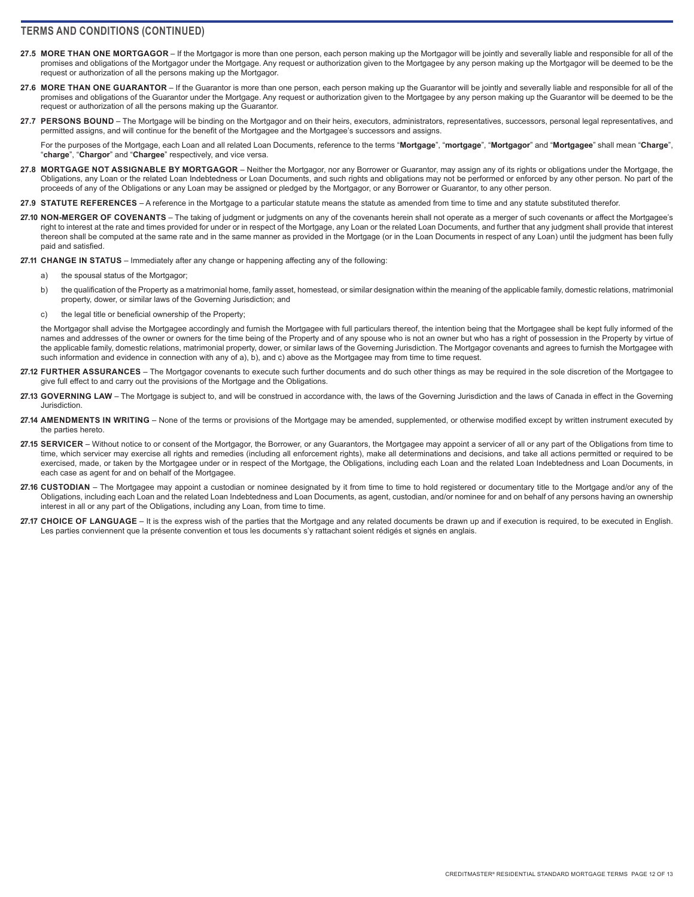## TERMS AND CONDITIONS (CONTINUED)

**27.5 MORE THAN ONE MORTGAGOR** – If the Mortgagor is more than one person, each person making up the Mortgagor will be jointly and severally liable and responsible for all of the promises and obligations of the Mortgagor under the Mortgage. Any request or authorization given to the Mortgagee by any person making up the Mortgagor will be deemed to be the request or authorization of all the persons making up the Mortgagor.

**27.6 MORE THAN ONE GUARANTOR** – If the Guarantor is more than one person, each person making up the Guarantor will be jointly and severally liable and responsible for all of the promises and obligations of the Guarantor under the Mortgage. Any request or authorization given to the Mortgagee by any person making up the Guarantor will be deemed to be the request or authorization of all the persons making up the Guarantor.

**27.7 PERSONS BOUND** – The Mortgage will be binding on the Mortgagor and on their heirs, executors, administrators, representatives, successors, personal legal representatives, and permitted assigns, and will continue for the benefit of the Mortgagee and the Mortgagee's successors and assigns.

For the purposes of the Mortgage, each Loan and all related Loan Documents, reference to the terms "**Mortgage**", "**mortgage**", "**Mortgagor**" and "**Mortgagee**" shall mean "**Charge**", "**charge**", "**Chargor**" and "**Chargee**" respectively, and vice versa.

**27.8 MORTGAGE NOT ASSIGNABLE BY MORTGAGOR** – Neither the Mortgagor, nor any Borrower or Guarantor, may assign any of its rights or obligations under the Mortgage, the Obligations, any Loan or the related Loan Indebtedness or Loan Documents, and such rights and obligations may not be performed or enforced by any other person. No part of the proceeds of any of the Obligations or any Loan may be assigned or pledged by the Mortgagor, or any Borrower or Guarantor, to any other person.

**27.9 STATUTE REFERENCES** – A reference in the Mortgage to a particular statute means the statute as amended from time to time and any statute substituted therefor.

**27.10 NON-MERGER OF COVENANTS** – The taking of judgment or judgments on any of the covenants herein shall not operate as a merger of such covenants or affect the Mortgagee's right to interest at the rate and times provided for under or in respect of the Mortgage, any Loan or the related Loan Documents, and further that any judgment shall provide that interest thereon shall be computed at the same rate and in the same manner as provided in the Mortgage (or in the Loan Documents in respect of any Loan) until the judgment has been fully paid and satisfied.

**27.11 CHANGE IN STATUS** – Immediately after any change or happening affecting any of the following:

a) the spousal status of the Mortgagor;

b) the qualification of the Property as a matrimonial home, family asset, homestead, or similar designation within the meaning of the applicable family, domestic relations, matrimonial property, dower, or similar laws of the Governing Jurisdiction; and

c) the legal title or beneficial ownership of the Property;

the Mortgagor shall advise the Mortgagee accordingly and furnish the Mortgagee with full particulars thereof, the intention being that the Mortgagee shall be kept fully informed of the names and addresses of the owner or owners for the time being of the Property and of any spouse who is not an owner but who has a right of possession in the Property by virtue of the applicable family, domestic relations, matrimonial property, dower, or similar laws of the Governing Jurisdiction. The Mortgagor covenants and agrees to furnish the Mortgagee with such information and evidence in connection with any of a), b), and c) above as the Mortgagee may from time to time request.

**27.12 FURTHER ASSURANCES** – The Mortgagor covenants to execute such further documents and do such other things as may be required in the sole discretion of the Mortgagee to give full effect to and carry out the provisions of the Mortgage and the Obligations.

**27.13 GOVERNING LAW** – The Mortgage is subject to, and will be construed in accordance with, the laws of the Governing Jurisdiction and the laws of Canada in effect in the Governing Jurisdiction.

**27.14 AMENDMENTS IN WRITING** – None of the terms or provisions of the Mortgage may be amended, supplemented, or otherwise modified except by written instrument executed by the parties hereto.

**27.15 SERVICER** – Without notice to or consent of the Mortgagor, the Borrower, or any Guarantors, the Mortgagee may appoint a servicer of all or any part of the Obligations from time to time, which servicer may exercise all rights and remedies (including all enforcement rights), make all determinations and decisions, and take all actions permitted or required to be exercised, made, or taken by the Mortgagee under or in respect of the Mortgage, the Obligations, including each Loan and the related Loan Indebtedness and Loan Documents, in each case as agent for and on behalf of the Mortgagee.

**27.16 CUSTODIAN** – The Mortgagee may appoint a custodian or nominee designated by it from time to time to hold registered or documentary title to the Mortgage and/or any of the Obligations, including each Loan and the related Loan Indebtedness and Loan Documents, as agent, custodian, and/or nominee for and on behalf of any persons having an ownership interest in all or any part of the Obligations, including any Loan, from time to time.

**27.17 CHOICE OF LANGUAGE** – It is the express wish of the parties that the Mortgage and any related documents be drawn up and if execution is required, to be executed in English. Les parties conviennent que la présente convention et tous les documents s'y rattachant soient rédigés et signés en anglais.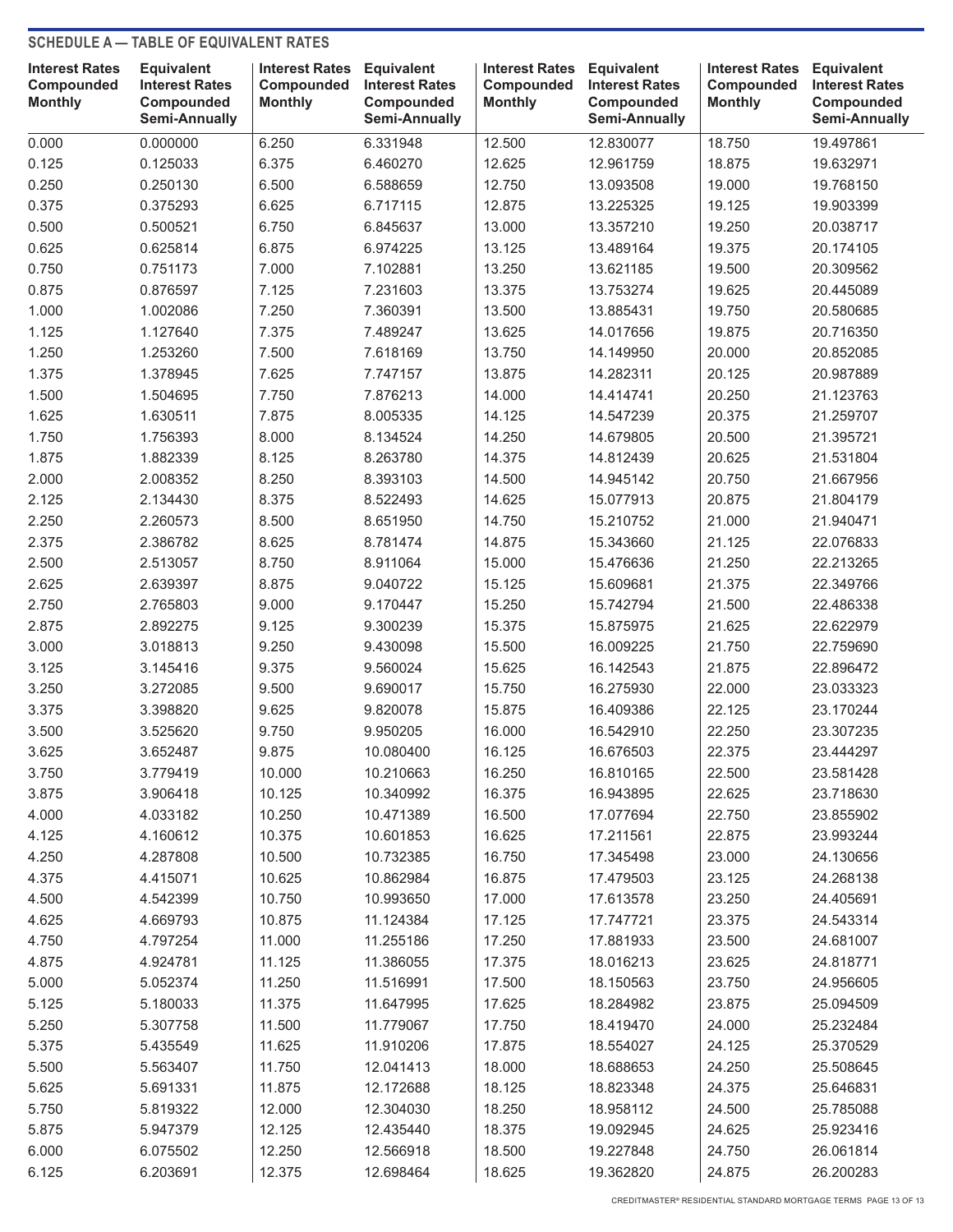## SCHEDULE A — TABLE OF EQUIVALENT RATES

| Interest Rates Compounded Monthly | Equivalent Interest Rates Compounded Semi-Annually | Interest Rates Compounded Monthly | Equivalent Interest Rates Compounded Semi-Annually | Interest Rates Compounded Monthly | Equivalent Interest Rates Compounded Semi-Annually | Interest Rates Compounded Monthly | Equivalent Interest Rates Compounded Semi-Annually |
|---|---|---|---|---|---|---|---|
| 0.000 | 0.000000 | 6.250 | 6.331948 | 12.500 | 12.830077 | 18.750 | 19.497861 |
| 0.125 | 0.125033 | 6.375 | 6.460270 | 12.625 | 12.961759 | 18.875 | 19.632971 |
| 0.250 | 0.250130 | 6.500 | 6.588659 | 12.750 | 13.093508 | 19.000 | 19.768150 |
| 0.375 | 0.375293 | 6.625 | 6.717115 | 12.875 | 13.225325 | 19.125 | 19.903399 |
| 0.500 | 0.500521 | 6.750 | 6.845637 | 13.000 | 13.357210 | 19.250 | 20.038717 |
| 0.625 | 0.625814 | 6.875 | 6.974225 | 13.125 | 13.489164 | 19.375 | 20.174105 |
| 0.750 | 0.751173 | 7.000 | 7.102881 | 13.250 | 13.621185 | 19.500 | 20.309562 |
| 0.875 | 0.876597 | 7.125 | 7.231603 | 13.375 | 13.753274 | 19.625 | 20.445089 |
| 1.000 | 1.002086 | 7.250 | 7.360391 | 13.500 | 13.885431 | 19.750 | 20.580685 |
| 1.125 | 1.127640 | 7.375 | 7.489247 | 13.625 | 14.017656 | 19.875 | 20.716350 |
| 1.250 | 1.253260 | 7.500 | 7.618169 | 13.750 | 14.149950 | 20.000 | 20.852085 |
| 1.375 | 1.378945 | 7.625 | 7.747157 | 13.875 | 14.282311 | 20.125 | 20.987889 |
| 1.500 | 1.504695 | 7.750 | 7.876213 | 14.000 | 14.414741 | 20.250 | 21.123763 |
| 1.625 | 1.630511 | 7.875 | 8.005335 | 14.125 | 14.547239 | 20.375 | 21.259707 |
| 1.750 | 1.756393 | 8.000 | 8.134524 | 14.250 | 14.679805 | 20.500 | 21.395721 |
| 1.875 | 1.882339 | 8.125 | 8.263780 | 14.375 | 14.812439 | 20.625 | 21.531804 |
| 2.000 | 2.008352 | 8.250 | 8.393103 | 14.500 | 14.945142 | 20.750 | 21.667956 |
| 2.125 | 2.134430 | 8.375 | 8.522493 | 14.625 | 15.077913 | 20.875 | 21.804179 |
| 2.250 | 2.260573 | 8.500 | 8.651950 | 14.750 | 15.210752 | 21.000 | 21.940471 |
| 2.375 | 2.386782 | 8.625 | 8.781474 | 14.875 | 15.343660 | 21.125 | 22.076833 |
| 2.500 | 2.513057 | 8.750 | 8.911064 | 15.000 | 15.476636 | 21.250 | 22.213265 |
| 2.625 | 2.639397 | 8.875 | 9.040722 | 15.125 | 15.609681 | 21.375 | 22.349766 |
| 2.750 | 2.765803 | 9.000 | 9.170447 | 15.250 | 15.742794 | 21.500 | 22.486338 |
| 2.875 | 2.892275 | 9.125 | 9.300239 | 15.375 | 15.875975 | 21.625 | 22.622979 |
| 3.000 | 3.018813 | 9.250 | 9.430098 | 15.500 | 16.009225 | 21.750 | 22.759690 |
| 3.125 | 3.145416 | 9.375 | 9.560024 | 15.625 | 16.142543 | 21.875 | 22.896472 |
| 3.250 | 3.272085 | 9.500 | 9.690017 | 15.750 | 16.275930 | 22.000 | 23.033323 |
| 3.375 | 3.398820 | 9.625 | 9.820078 | 15.875 | 16.409386 | 22.125 | 23.170244 |
| 3.500 | 3.525620 | 9.750 | 9.950205 | 16.000 | 16.542910 | 22.250 | 23.307235 |
| 3.625 | 3.652487 | 9.875 | 10.080400 | 16.125 | 16.676503 | 22.375 | 23.444297 |
| 3.750 | 3.779419 | 10.000 | 10.210663 | 16.250 | 16.810165 | 22.500 | 23.581428 |
| 3.875 | 3.906418 | 10.125 | 10.340992 | 16.375 | 16.943895 | 22.625 | 23.718630 |
| 4.000 | 4.033182 | 10.250 | 10.471389 | 16.500 | 17.077694 | 22.750 | 23.855902 |
| 4.125 | 4.160612 | 10.375 | 10.601853 | 16.625 | 17.211561 | 22.875 | 23.993244 |
| 4.250 | 4.287808 | 10.500 | 10.732385 | 16.750 | 17.345498 | 23.000 | 24.130656 |
| 4.375 | 4.415071 | 10.625 | 10.862984 | 16.875 | 17.479503 | 23.125 | 24.268138 |
| 4.500 | 4.542399 | 10.750 | 10.993650 | 17.000 | 17.613578 | 23.250 | 24.405691 |
| 4.625 | 4.669793 | 10.875 | 11.124384 | 17.125 | 17.747721 | 23.375 | 24.543314 |
| 4.750 | 4.797254 | 11.000 | 11.255186 | 17.250 | 17.881933 | 23.500 | 24.681007 |
| 4.875 | 4.924781 | 11.125 | 11.386055 | 17.375 | 18.016213 | 23.625 | 24.818771 |
| 5.000 | 5.052374 | 11.250 | 11.516991 | 17.500 | 18.150563 | 23.750 | 24.956605 |
| 5.125 | 5.180033 | 11.375 | 11.647995 | 17.625 | 18.284982 | 23.875 | 25.094509 |
| 5.250 | 5.307758 | 11.500 | 11.779067 | 17.750 | 18.419470 | 24.000 | 25.232484 |
| 5.375 | 5.435549 | 11.625 | 11.910206 | 17.875 | 18.554027 | 24.125 | 25.370529 |
| 5.500 | 5.563407 | 11.750 | 12.041413 | 18.000 | 18.688653 | 24.250 | 25.508645 |
| 5.625 | 5.691331 | 11.875 | 12.172688 | 18.125 | 18.823348 | 24.375 | 25.646831 |
| 5.750 | 5.819322 | 12.000 | 12.304030 | 18.250 | 18.958112 | 24.500 | 25.785088 |
| 5.875 | 5.947379 | 12.125 | 12.435440 | 18.375 | 19.092945 | 24.625 | 25.923416 |
| 6.000 | 6.075502 | 12.250 | 12.566918 | 18.500 | 19.227848 | 24.750 | 26.061814 |
| 6.125 | 6.203691 | 12.375 | 12.698464 | 18.625 | 19.362820 | 24.875 | 26.200283 |